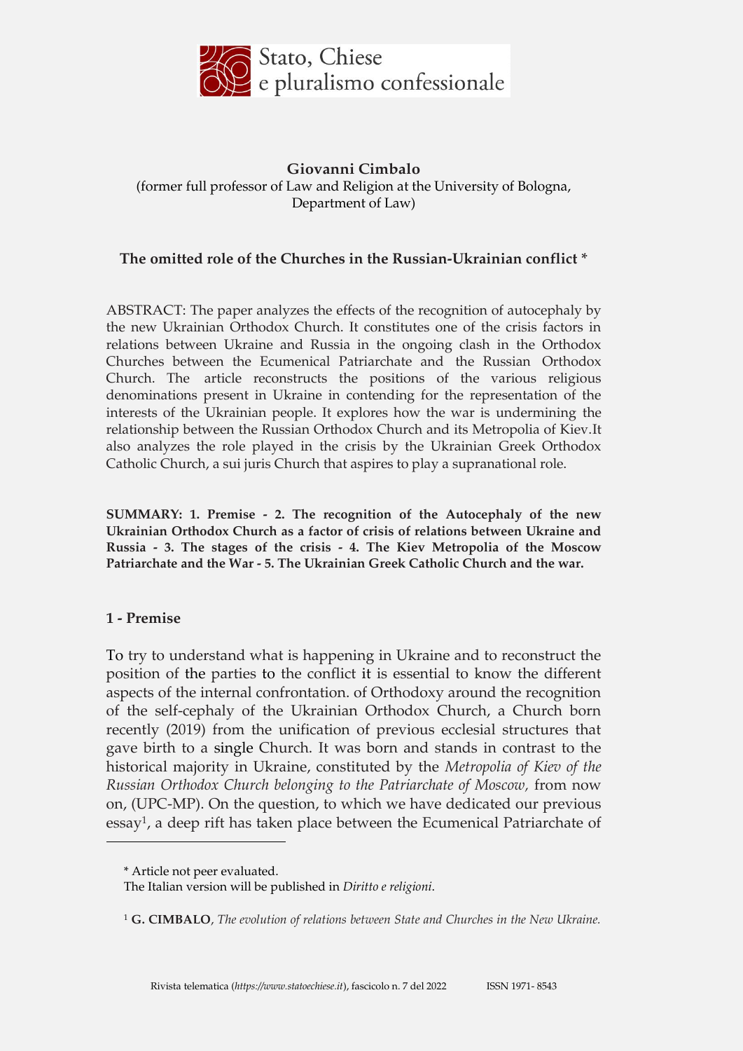**Giovanni Cimbalo**
(former full professor of Law and Religion at the University of Bologna, Department of Law)

# The omitted role of the Churches in the Russian-Ukrainian conflict *

ABSTRACT: The paper analyzes the effects of the recognition of autocephaly by the new Ukrainian Orthodox Church. It constitutes one of the crisis factors in relations between Ukraine and Russia in the ongoing clash in the Orthodox Churches between the Ecumenical Patriarchate and the Russian Orthodox Church. The article reconstructs the positions of the various religious denominations present in Ukraine in contending for the representation of the interests of the Ukrainian people. It explores how the war is undermining the relationship between the Russian Orthodox Church and its Metropolia of Kiev.It also analyzes the role played in the crisis by the Ukrainian Greek Orthodox Catholic Church, a sui juris Church that aspires to play a supranational role.

**SUMMARY: 1. Premise - 2. The recognition of the Autocephaly of the new Ukrainian Orthodox Church as a factor of crisis of relations between Ukraine and Russia - 3. The stages of the crisis - 4. The Kiev Metropolia of the Moscow Patriarchate and the War - 5. The Ukrainian Greek Catholic Church and the war.**

## 1 - Premise

To try to understand what is happening in Ukraine and to reconstruct the position of the parties to the conflict it is essential to know the different aspects of the internal confrontation. of Orthodoxy around the recognition of the self-cephaly of the Ukrainian Orthodox Church, a Church born recently (2019) from the unification of previous ecclesial structures that gave birth to a single Church. It was born and stands in contrast to the historical majority in Ukraine, constituted by the *Metropolia of Kiev of the Russian Orthodox Church belonging to the Patriarchate of Moscow,* from now on, (UPC-MP). On the question, to which we have dedicated our previous essay[1], a deep rift has taken place between the Ecumenical Patriarchate of

\* Article not peer evaluated.
The Italian version will be published in *Diritto e religioni*.

[1] **G. CIMBALO**, *The evolution of relations between State and Churches in the New Ukraine.*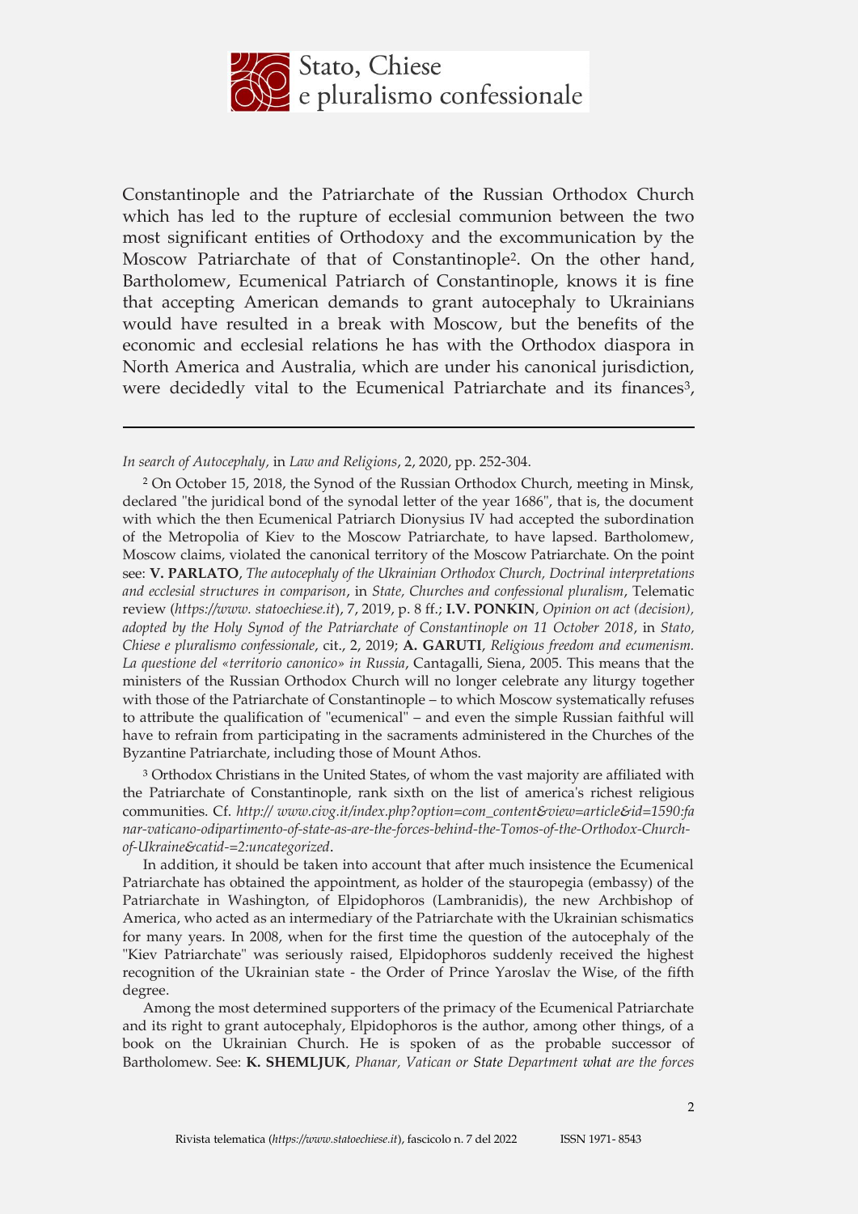Constantinople and the Patriarchate of the Russian Orthodox Church which has led to the rupture of ecclesial communion between the two most significant entities of Orthodoxy and the excommunication by the Moscow Patriarchate of that of Constantinople[2]. On the other hand, Bartholomew, Ecumenical Patriarch of Constantinople, knows it is fine that accepting American demands to grant autocephaly to Ukrainians would have resulted in a break with Moscow, but the benefits of the economic and ecclesial relations he has with the Orthodox diaspora in North America and Australia, which are under his canonical jurisdiction, were decidedly vital to the Ecumenical Patriarchate and its finances[3],

---

*In search of Autocephaly,* in *Law and Religions*, 2, 2020, pp. 252-304.

[2] On October 15, 2018, the Synod of the Russian Orthodox Church, meeting in Minsk, declared "the juridical bond of the synodal letter of the year 1686", that is, the document with which the then Ecumenical Patriarch Dionysius IV had accepted the subordination of the Metropolia of Kiev to the Moscow Patriarchate, to have lapsed. Bartholomew, Moscow claims, violated the canonical territory of the Moscow Patriarchate. On the point see: **V. PARLATO**, *The autocephaly of the Ukrainian Orthodox Church, Doctrinal interpretations and ecclesial structures in comparison*, in *State, Churches and confessional pluralism*, Telematic review (*https://www. statoechiese.it*), 7, 2019, p. 8 ff.; **I.V. PONKIN**, *Opinion on act (decision), adopted by the Holy Synod of the Patriarchate of Constantinople on 11 October 2018*, in *Stato, Chiese e pluralismo confessionale*, cit., 2, 2019; **A. GARUTI**, *Religious freedom and ecumenism. La questione del «territorio canonico» in Russia*, Cantagalli, Siena, 2005. This means that the ministers of the Russian Orthodox Church will no longer celebrate any liturgy together with those of the Patriarchate of Constantinople – to which Moscow systematically refuses to attribute the qualification of "ecumenical" – and even the simple Russian faithful will have to refrain from participating in the sacraments administered in the Churches of the Byzantine Patriarchate, including those of Mount Athos.

[3] Orthodox Christians in the United States, of whom the vast majority are affiliated with the Patriarchate of Constantinople, rank sixth on the list of america's richest religious communities. Cf. *http:// www.civg.it/index.php?option=com_content&view=article&id=1590:fanar-vaticano-odipartimento-of-state-as-are-the-forces-behind-the-Tomos-of-the-Orthodox-Church-of-Ukraine&catid-=2:uncategorized*.

In addition, it should be taken into account that after much insistence the Ecumenical Patriarchate has obtained the appointment, as holder of the stauropegia (embassy) of the Patriarchate in Washington, of Elpidophoros (Lambranidis), the new Archbishop of America, who acted as an intermediary of the Patriarchate with the Ukrainian schismatics for many years. In 2008, when for the first time the question of the autocephaly of the "Kiev Patriarchate" was seriously raised, Elpidophoros suddenly received the highest recognition of the Ukrainian state - the Order of Prince Yaroslav the Wise, of the fifth degree.

Among the most determined supporters of the primacy of the Ecumenical Patriarchate and its right to grant autocephaly, Elpidophoros is the author, among other things, of a book on the Ukrainian Church. He is spoken of as the probable successor of Bartholomew. See: **K. SHEMLJUK**, *Phanar, Vatican or State Department what are the forces*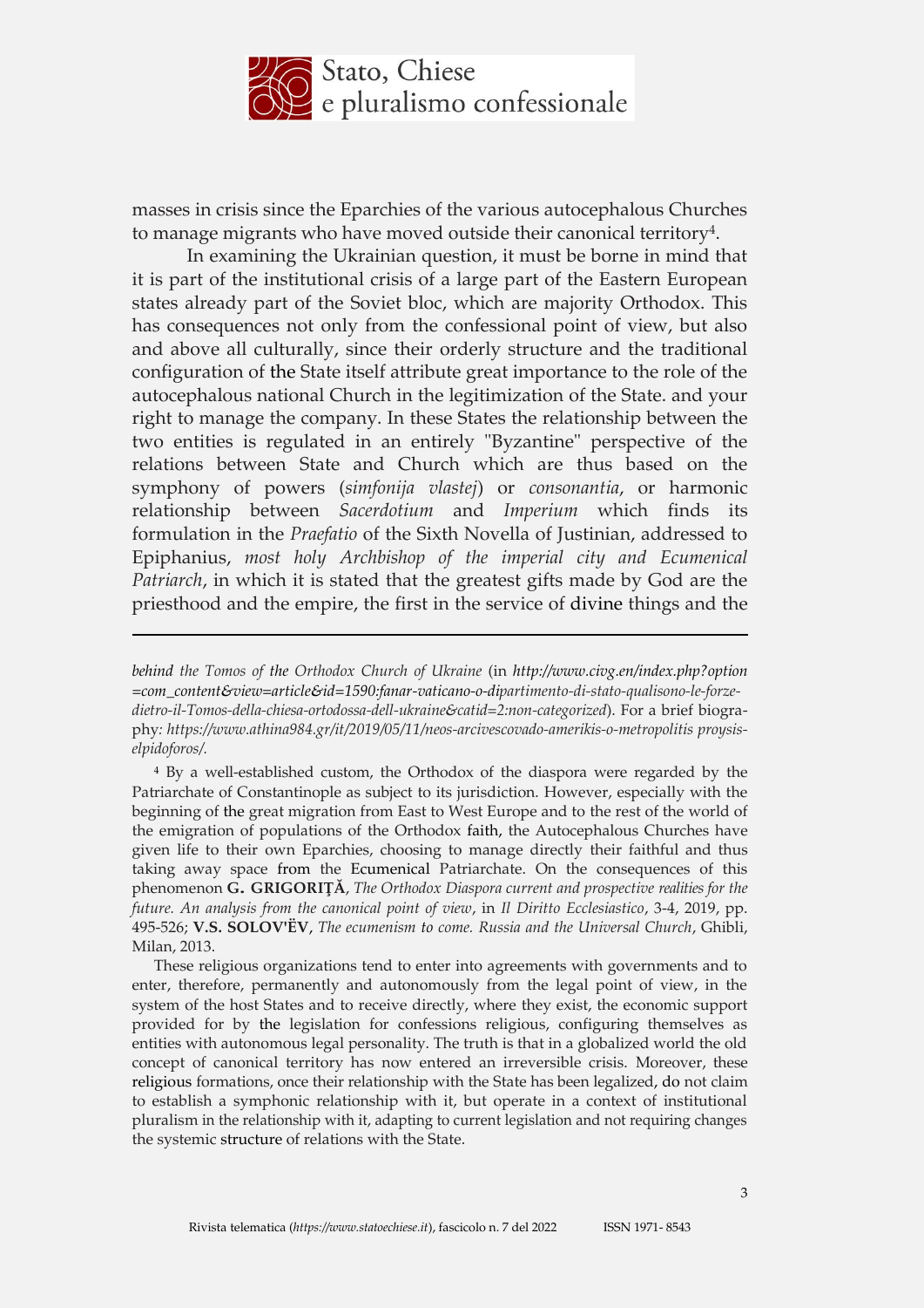masses in crisis since the Eparchies of the various autocephalous Churches to manage migrants who have moved outside their canonical territory[4].

In examining the Ukrainian question, it must be borne in mind that it is part of the institutional crisis of a large part of the Eastern European states already part of the Soviet bloc, which are majority Orthodox. This has consequences not only from the confessional point of view, but also and above all culturally, since their orderly structure and the traditional configuration of the State itself attribute great importance to the role of the autocephalous national Church in the legitimization of the State. and your right to manage the company. In these States the relationship between the two entities is regulated in an entirely "Byzantine" perspective of the relations between State and Church which are thus based on the symphony of powers (*simfonija vlastej*) or *consonantia*, or harmonic relationship between *Sacerdotium* and *Imperium* which finds its formulation in the *Praefatio* of the Sixth Novella of Justinian, addressed to Epiphanius, *most holy Archbishop of the imperial city and Ecumenical Patriarch*, in which it is stated that the greatest gifts made by God are the priesthood and the empire, the first in the service of divine things and the

---

*behind the Tomos of the Orthodox Church of Ukraine* (in *http://www.civg.en/index.php?option=com_content&view=article&id=1590:fanar-vaticano-o-dipartimento-di-stato-qualisono-le-forze-dietro-il-Tomos-della-chiesa-ortodossa-dell-ukraine&catid=2:non-categorized*). For a brief biography*: https://www.athina984.gr/it/2019/05/11/neos-arcivescovado-amerikis-o-metropolitis proysis-elpidoforos/.*

[4] By a well-established custom, the Orthodox of the diaspora were regarded by the Patriarchate of Constantinople as subject to its jurisdiction. However, especially with the beginning of the great migration from East to West Europe and to the rest of the world of the emigration of populations of the Orthodox faith, the Autocephalous Churches have given life to their own Eparchies, choosing to manage directly their faithful and thus taking away space from the Ecumenical Patriarchate. On the consequences of this phenomenon **G. GRIGORIŢĂ**, *The Orthodox Diaspora current and prospective realities for the future. An analysis from the canonical point of view*, in *Il Diritto Ecclesiastico*, 3-4, 2019, pp. 495-526; **V.S. SOLOV'ËV**, *The ecumenism to come. Russia and the Universal Church*, Ghibli, Milan, 2013.

These religious organizations tend to enter into agreements with governments and to enter, therefore, permanently and autonomously from the legal point of view, in the system of the host States and to receive directly, where they exist, the economic support provided for by the legislation for confessions religious, configuring themselves as entities with autonomous legal personality. The truth is that in a globalized world the old concept of canonical territory has now entered an irreversible crisis. Moreover, these religious formations, once their relationship with the State has been legalized, do not claim to establish a symphonic relationship with it, but operate in a context of institutional pluralism in the relationship with it, adapting to current legislation and not requiring changes the systemic structure of relations with the State.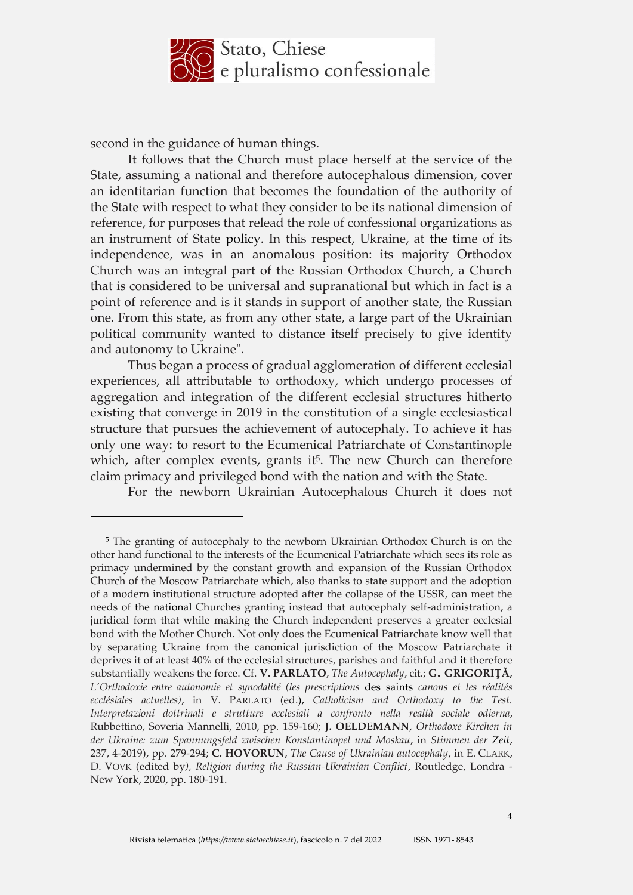second in the guidance of human things.

It follows that the Church must place herself at the service of the State, assuming a national and therefore autocephalous dimension, cover an identitarian function that becomes the foundation of the authority of the State with respect to what they consider to be its national dimension of reference, for purposes that relead the role of confessional organizations as an instrument of State policy. In this respect, Ukraine, at the time of its independence, was in an anomalous position: its majority Orthodox Church was an integral part of the Russian Orthodox Church, a Church that is considered to be universal and supranational but which in fact is a point of reference and is it stands in support of another state, the Russian one. From this state, as from any other state, a large part of the Ukrainian political community wanted to distance itself precisely to give identity and autonomy to Ukraine".

Thus began a process of gradual agglomeration of different ecclesial experiences, all attributable to orthodoxy, which undergo processes of aggregation and integration of the different ecclesial structures hitherto existing that converge in 2019 in the constitution of a single ecclesiastical structure that pursues the achievement of autocephaly. To achieve it has only one way: to resort to the Ecumenical Patriarchate of Constantinople which, after complex events, grants it[5]. The new Church can therefore claim primacy and privileged bond with the nation and with the State.

For the newborn Ukrainian Autocephalous Church it does not

---

[5] The granting of autocephaly to the newborn Ukrainian Orthodox Church is on the other hand functional to the interests of the Ecumenical Patriarchate which sees its role as primacy undermined by the constant growth and expansion of the Russian Orthodox Church of the Moscow Patriarchate which, also thanks to state support and the adoption of a modern institutional structure adopted after the collapse of the USSR, can meet the needs of the national Churches granting instead that autocephaly self-administration, a juridical form that while making the Church independent preserves a greater ecclesial bond with the Mother Church. Not only does the Ecumenical Patriarchate know well that by separating Ukraine from the canonical jurisdiction of the Moscow Patriarchate it deprives it of at least 40% of the ecclesial structures, parishes and faithful and it therefore substantially weakens the force. Cf. **V. PARLATO**, *The Autocephaly*, cit.; **G. GRIGORIŢĂ**, *L'Orthodoxie entre autonomie et synodalité (les prescriptions* des saints *canons et les réalités ecclésiales actuelles)*, in V. PARLATO (ed.), *Catholicism and Orthodoxy to the Test. Interpretazioni dottrinali e strutture ecclesiali a confronto nella realtà sociale odierna*, Rubbettino, Soveria Mannelli, 2010, pp. 159-160; **J. OELDEMANN**, *Orthodoxe Kirchen in der Ukraine: zum Spannungsfeld zwischen Konstantinopel und Moskau*, in *Stimmen der Zeit*, 237, 4-2019), pp. 279-294; **C. HOVORUN**, *The Cause of Ukrainian autocephaly*, in E. CLARK, D. VOVK (edited by*), Religion during the Russian-Ukrainian Conflict*, Routledge, Londra - New York, 2020, pp. 180-191.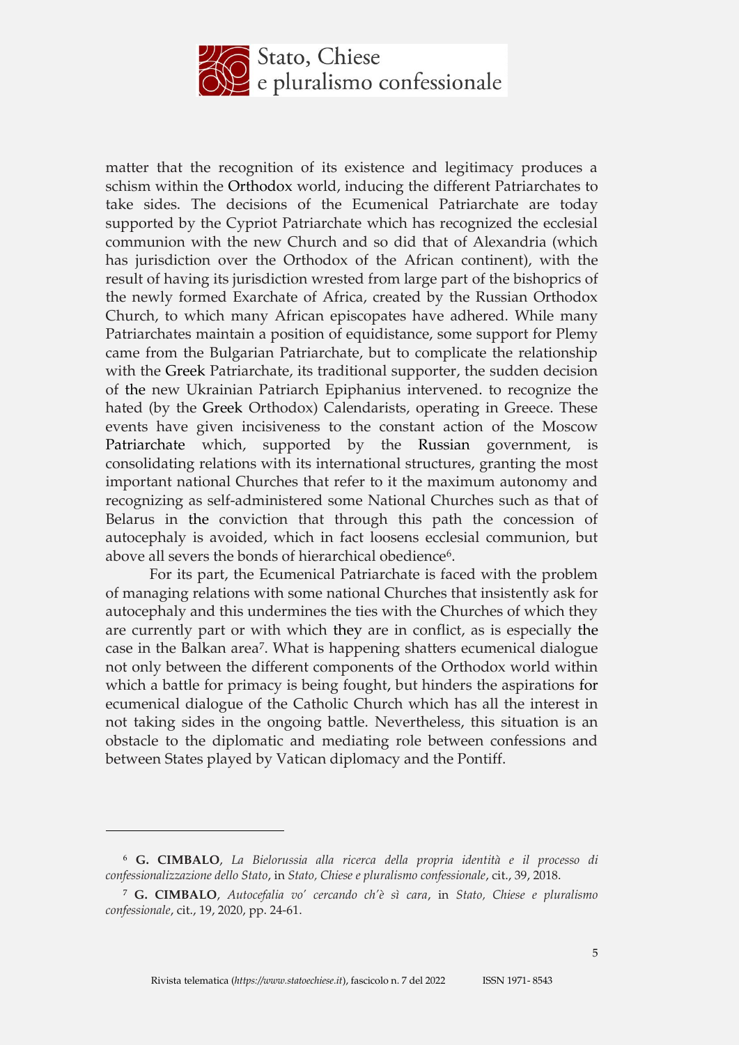matter that the recognition of its existence and legitimacy produces a schism within the Orthodox world, inducing the different Patriarchates to take sides. The decisions of the Ecumenical Patriarchate are today supported by the Cypriot Patriarchate which has recognized the ecclesial communion with the new Church and so did that of Alexandria (which has jurisdiction over the Orthodox of the African continent), with the result of having its jurisdiction wrested from large part of the bishoprics of the newly formed Exarchate of Africa, created by the Russian Orthodox Church, to which many African episcopates have adhered. While many Patriarchates maintain a position of equidistance, some support for Plemy came from the Bulgarian Patriarchate, but to complicate the relationship with the Greek Patriarchate, its traditional supporter, the sudden decision of the new Ukrainian Patriarch Epiphanius intervened. to recognize the hated (by the Greek Orthodox) Calendarists, operating in Greece. These events have given incisiveness to the constant action of the Moscow Patriarchate which, supported by the Russian government, is consolidating relations with its international structures, granting the most important national Churches that refer to it the maximum autonomy and recognizing as self-administered some National Churches such as that of Belarus in the conviction that through this path the concession of autocephaly is avoided, which in fact loosens ecclesial communion, but above all severs the bonds of hierarchical obedience[6].

For its part, the Ecumenical Patriarchate is faced with the problem of managing relations with some national Churches that insistently ask for autocephaly and this undermines the ties with the Churches of which they are currently part or with which they are in conflict, as is especially the case in the Balkan area[7]. What is happening shatters ecumenical dialogue not only between the different components of the Orthodox world within which a battle for primacy is being fought, but hinders the aspirations for ecumenical dialogue of the Catholic Church which has all the interest in not taking sides in the ongoing battle. Nevertheless, this situation is an obstacle to the diplomatic and mediating role between confessions and between States played by Vatican diplomacy and the Pontiff.

---

[6] **G. CIMBALO**, *La Bielorussia alla ricerca della propria identità e il processo di confessionalizzazione dello Stato*, in *Stato, Chiese e pluralismo confessionale*, cit., 39, 2018.

[7] **G. CIMBALO**, *Autocefalia vo' cercando ch'è sì cara*, in *Stato, Chiese e pluralismo confessionale*, cit., 19, 2020, pp. 24-61.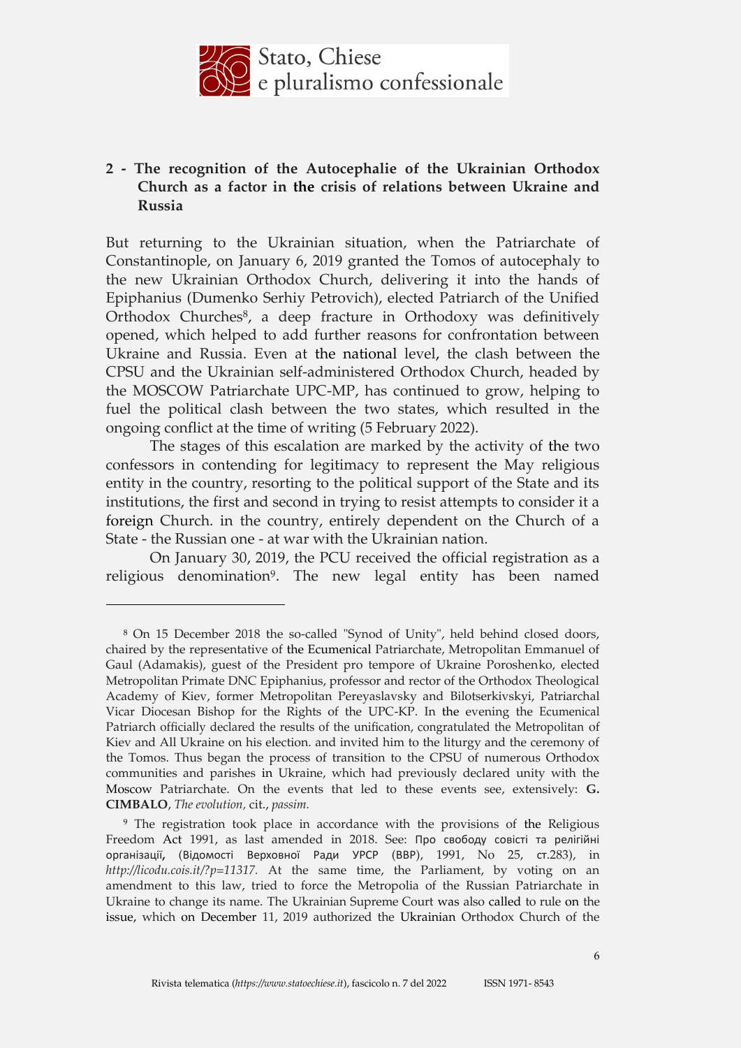## 2 - The recognition of the Autocephalie of the Ukrainian Orthodox Church as a factor in the crisis of relations between Ukraine and Russia

But returning to the Ukrainian situation, when the Patriarchate of Constantinople, on January 6, 2019 granted the Tomos of autocephaly to the new Ukrainian Orthodox Church, delivering it into the hands of Epiphanius (Dumenko Serhiy Petrovich), elected Patriarch of the Unified Orthodox Churches[8], a deep fracture in Orthodoxy was definitively opened, which helped to add further reasons for confrontation between Ukraine and Russia. Even at the national level, the clash between the CPSU and the Ukrainian self-administered Orthodox Church, headed by the MOSCOW Patriarchate UPC-MP, has continued to grow, helping to fuel the political clash between the two states, which resulted in the ongoing conflict at the time of writing (5 February 2022).

The stages of this escalation are marked by the activity of the two confessors in contending for legitimacy to represent the May religious entity in the country, resorting to the political support of the State and its institutions, the first and second in trying to resist attempts to consider it a foreign Church. in the country, entirely dependent on the Church of a State - the Russian one - at war with the Ukrainian nation.

On January 30, 2019, the PCU received the official registration as a religious denomination[9]. The new legal entity has been named

---

[8] On 15 December 2018 the so-called "Synod of Unity", held behind closed doors, chaired by the representative of the Ecumenical Patriarchate, Metropolitan Emmanuel of Gaul (Adamakis), guest of the President pro tempore of Ukraine Poroshenko, elected Metropolitan Primate DNC Epiphanius, professor and rector of the Orthodox Theological Academy of Kiev, former Metropolitan Pereyaslavsky and Bilotserkivskyi, Patriarchal Vicar Diocesan Bishop for the Rights of the UPC-KP. In the evening the Ecumenical Patriarch officially declared the results of the unification, congratulated the Metropolitan of Kiev and All Ukraine on his election. and invited him to the liturgy and the ceremony of the Tomos. Thus began the process of transition to the CPSU of numerous Orthodox communities and parishes in Ukraine, which had previously declared unity with the Moscow Patriarchate. On the events that led to these events see, extensively: **G. CIMBALO**, *The evolution*, cit., *passim*.

[9] The registration took place in accordance with the provisions of the Religious Freedom Act 1991, as last amended in 2018. See: Про свободу совісті та релігійні організації, (Відомості Верховної Ради УРСР (ВВР), 1991, No 25, ст.283), in *http://licodu.cois.it/?p=11317.* At the same time, the Parliament, by voting on an amendment to this law, tried to force the Metropolia of the Russian Patriarchate in Ukraine to change its name. The Ukrainian Supreme Court was also called to rule on the issue, which on December 11, 2019 authorized the Ukrainian Orthodox Church of the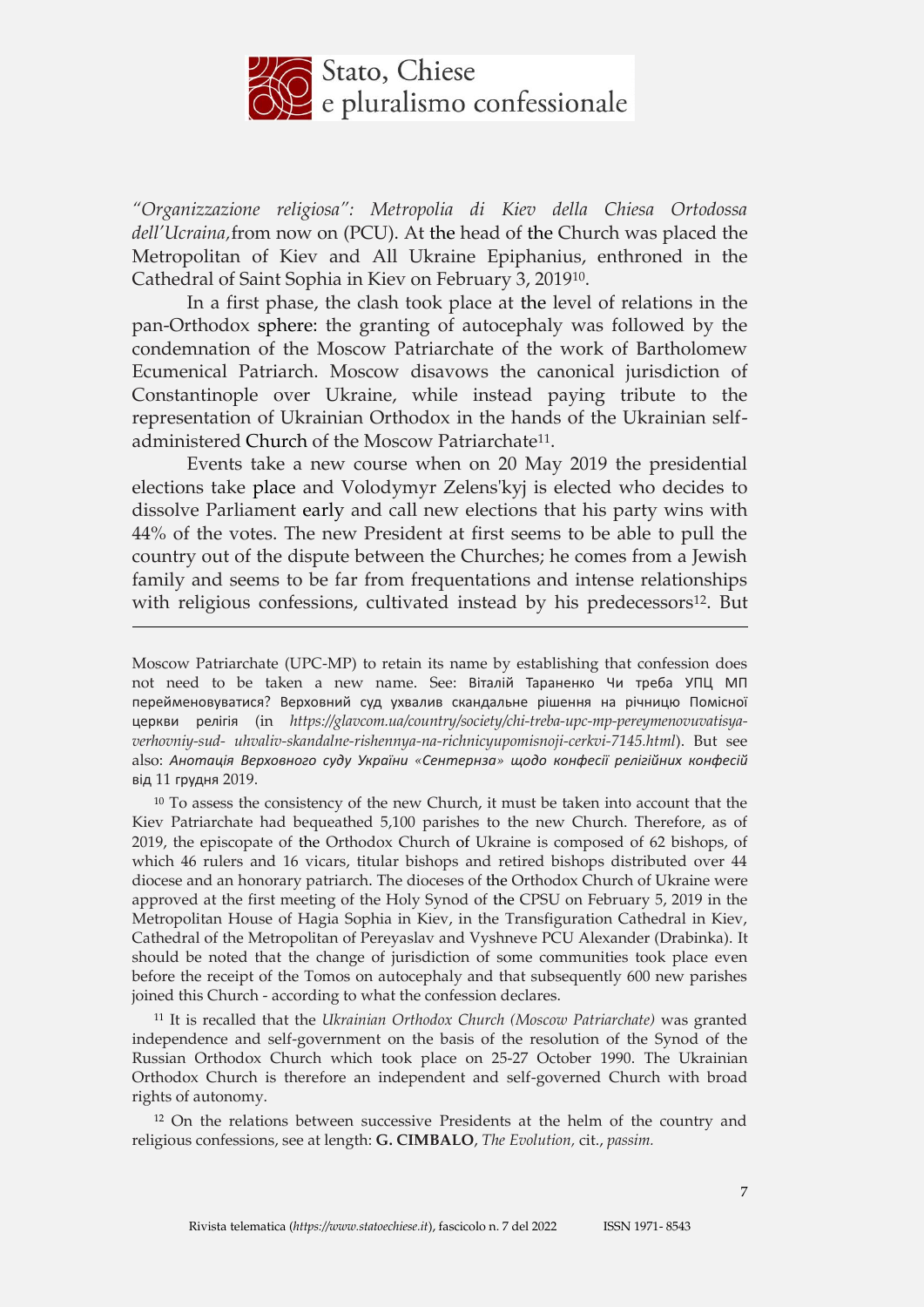*"Organizzazione religiosa": Metropolia di Kiev della Chiesa Ortodossa dell'Ucraina,* from now on (PCU). At the head of the Church was placed the Metropolitan of Kiev and All Ukraine Epiphanius, enthroned in the Cathedral of Saint Sophia in Kiev on February 3, 2019[10].

In a first phase, the clash took place at the level of relations in the pan-Orthodox sphere: the granting of autocephaly was followed by the condemnation of the Moscow Patriarchate of the work of Bartholomew Ecumenical Patriarch. Moscow disavows the canonical jurisdiction of Constantinople over Ukraine, while instead paying tribute to the representation of Ukrainian Orthodox in the hands of the Ukrainian self-administered Church of the Moscow Patriarchate[11].

Events take a new course when on 20 May 2019 the presidential elections take place and Volodymyr Zelens'kyj is elected who decides to dissolve Parliament early and call new elections that his party wins with 44% of the votes. The new President at first seems to be able to pull the country out of the dispute between the Churches; he comes from a Jewish family and seems to be far from frequentations and intense relationships with religious confessions, cultivated instead by his predecessors[12]. But

---

Moscow Patriarchate (UPC-MP) to retain its name by establishing that confession does not need to be taken a new name. See: Віталій Тараненко Чи треба УПЦ МП перейменовуватися? Верховний суд ухвалив скандальне рішення на річницю Помісної церкви релігія (in *https://glavcom.ua/country/society/chi-treba-upc-mp-pereymenovuvatisya-verhovniy-sud- uhvaliv-skandalne-rishennya-na-richnicyupomisnoji-cerkvi-7145.html*). But see also: *Анотація Верховного суду України «Сентернза» щодо конфесії релігійних конфесій* від 11 грудня 2019.

[10] To assess the consistency of the new Church, it must be taken into account that the Kiev Patriarchate had bequeathed 5,100 parishes to the new Church. Therefore, as of 2019, the episcopate of the Orthodox Church of Ukraine is composed of 62 bishops, of which 46 rulers and 16 vicars, titular bishops and retired bishops distributed over 44 diocese and an honorary patriarch. The dioceses of the Orthodox Church of Ukraine were approved at the first meeting of the Holy Synod of the CPSU on February 5, 2019 in the Metropolitan House of Hagia Sophia in Kiev, in the Transfiguration Cathedral in Kiev, Cathedral of the Metropolitan of Pereyaslav and Vyshneve PCU Alexander (Drabinka). It should be noted that the change of jurisdiction of some communities took place even before the receipt of the Tomos on autocephaly and that subsequently 600 new parishes joined this Church - according to what the confession declares.

[11] It is recalled that the *Ukrainian Orthodox Church (Moscow Patriarchate)* was granted independence and self-government on the basis of the resolution of the Synod of the Russian Orthodox Church which took place on 25-27 October 1990. The Ukrainian Orthodox Church is therefore an independent and self-governed Church with broad rights of autonomy.

[12] On the relations between successive Presidents at the helm of the country and religious confessions, see at length: **G. CIMBALO**, *The Evolution*, cit., *passim.*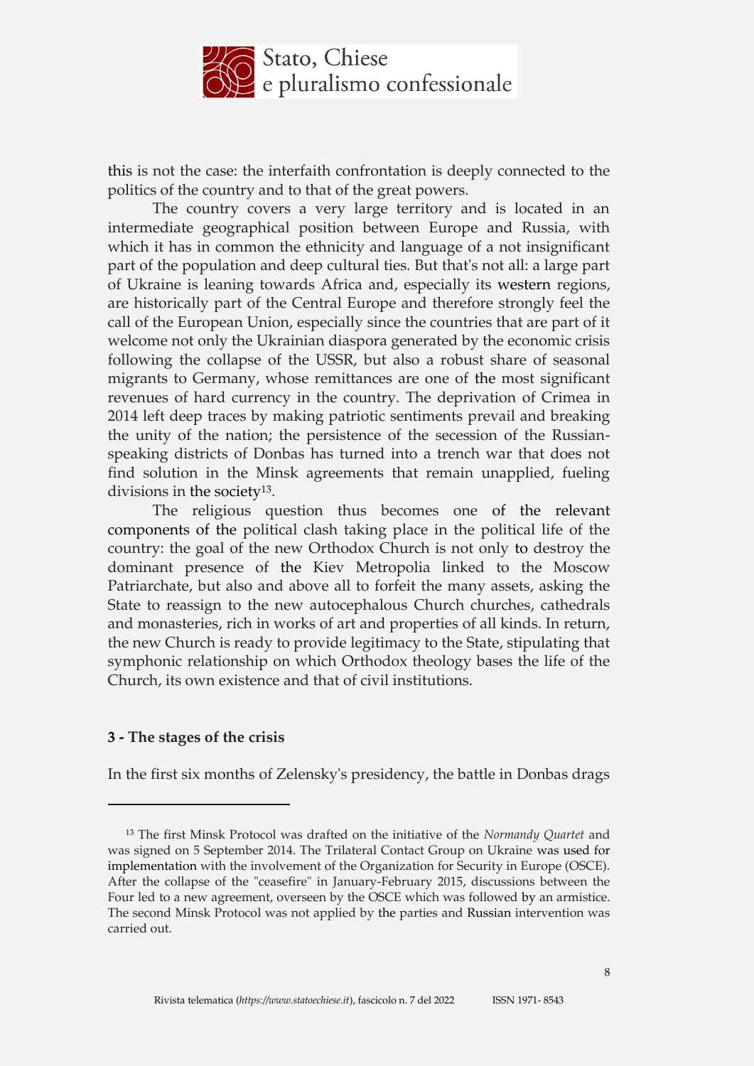this is not the case: the interfaith confrontation is deeply connected to the politics of the country and to that of the great powers.

The country covers a very large territory and is located in an intermediate geographical position between Europe and Russia, with which it has in common the ethnicity and language of a not insignificant part of the population and deep cultural ties. But that's not all: a large part of Ukraine is leaning towards Africa and, especially its western regions, are historically part of the Central Europe and therefore strongly feel the call of the European Union, especially since the countries that are part of it welcome not only the Ukrainian diaspora generated by the economic crisis following the collapse of the USSR, but also a robust share of seasonal migrants to Germany, whose remittances are one of the most significant revenues of hard currency in the country. The deprivation of Crimea in 2014 left deep traces by making patriotic sentiments prevail and breaking the unity of the nation; the persistence of the secession of the Russian-speaking districts of Donbas has turned into a trench war that does not find solution in the Minsk agreements that remain unapplied, fueling divisions in the society[13].

The religious question thus becomes one of the relevant components of the political clash taking place in the political life of the country: the goal of the new Orthodox Church is not only to destroy the dominant presence of the Kiev Metropolia linked to the Moscow Patriarchate, but also and above all to forfeit the many assets, asking the State to reassign to the new autocephalous Church churches, cathedrals and monasteries, rich in works of art and properties of all kinds. In return, the new Church is ready to provide legitimacy to the State, stipulating that symphonic relationship on which Orthodox theology bases the life of the Church, its own existence and that of civil institutions.

### 3 - The stages of the crisis

In the first six months of Zelensky's presidency, the battle in Donbas drags

---

[13] The first Minsk Protocol was drafted on the initiative of the *Normandy Quartet* and was signed on 5 September 2014. The Trilateral Contact Group on Ukraine was used for implementation with the involvement of the Organization for Security in Europe (OSCE). After the collapse of the "ceasefire" in January-February 2015, discussions between the Four led to a new agreement, overseen by the OSCE which was followed by an armistice. The second Minsk Protocol was not applied by the parties and Russian intervention was carried out.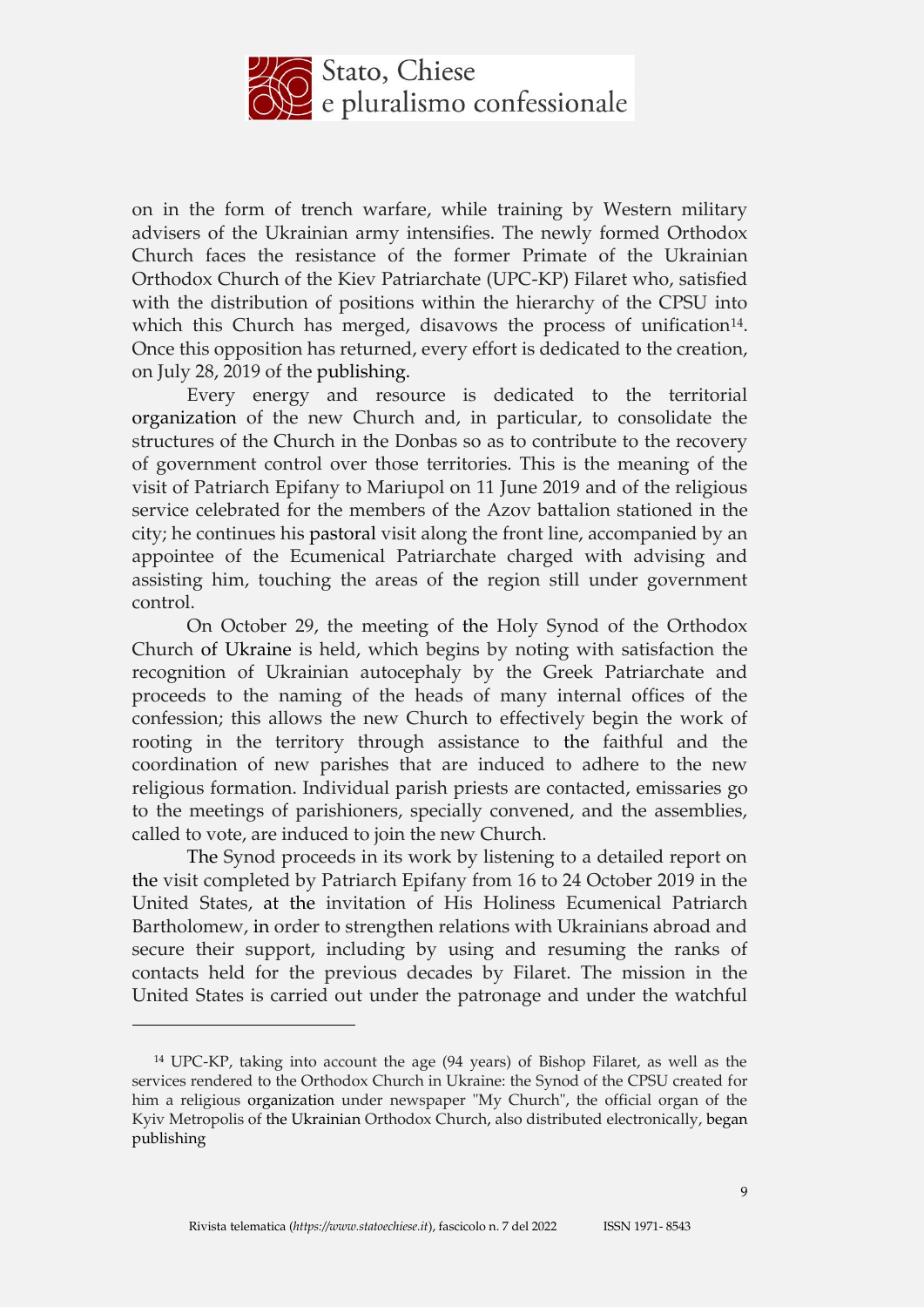on in the form of trench warfare, while training by Western military advisers of the Ukrainian army intensifies. The newly formed Orthodox Church faces the resistance of the former Primate of the Ukrainian Orthodox Church of the Kiev Patriarchate (UPC-KP) Filaret who, satisfied with the distribution of positions within the hierarchy of the CPSU into which this Church has merged, disavows the process of unification[14]. Once this opposition has returned, every effort is dedicated to the creation, on July 28, 2019 of the publishing.

Every energy and resource is dedicated to the territorial organization of the new Church and, in particular, to consolidate the structures of the Church in the Donbas so as to contribute to the recovery of government control over those territories. This is the meaning of the visit of Patriarch Epifany to Mariupol on 11 June 2019 and of the religious service celebrated for the members of the Azov battalion stationed in the city; he continues his pastoral visit along the front line, accompanied by an appointee of the Ecumenical Patriarchate charged with advising and assisting him, touching the areas of the region still under government control.

On October 29, the meeting of the Holy Synod of the Orthodox Church of Ukraine is held, which begins by noting with satisfaction the recognition of Ukrainian autocephaly by the Greek Patriarchate and proceeds to the naming of the heads of many internal offices of the confession; this allows the new Church to effectively begin the work of rooting in the territory through assistance to the faithful and the coordination of new parishes that are induced to adhere to the new religious formation. Individual parish priests are contacted, emissaries go to the meetings of parishioners, specially convened, and the assemblies, called to vote, are induced to join the new Church.

The Synod proceeds in its work by listening to a detailed report on the visit completed by Patriarch Epifany from 16 to 24 October 2019 in the United States, at the invitation of His Holiness Ecumenical Patriarch Bartholomew, in order to strengthen relations with Ukrainians abroad and secure their support, including by using and resuming the ranks of contacts held for the previous decades by Filaret. The mission in the United States is carried out under the patronage and under the watchful

---

[14] UPC-KP, taking into account the age (94 years) of Bishop Filaret, as well as the services rendered to the Orthodox Church in Ukraine: the Synod of the CPSU created for him a religious organization under newspaper "My Church", the official organ of the Kyiv Metropolis of the Ukrainian Orthodox Church, also distributed electronically, began publishing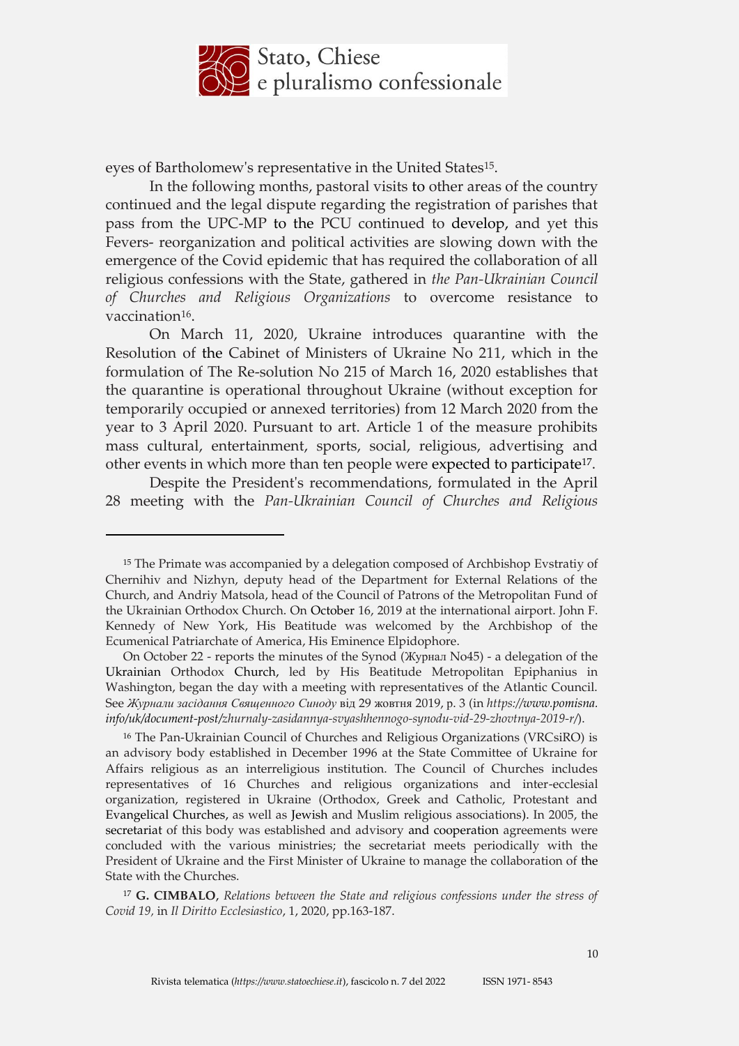eyes of Bartholomew's representative in the United States[15].

In the following months, pastoral visits to other areas of the country continued and the legal dispute regarding the registration of parishes that pass from the UPC-MP to the PCU continued to develop, and yet this Fevers- reorganization and political activities are slowing down with the emergence of the Covid epidemic that has required the collaboration of all religious confessions with the State, gathered in *the Pan-Ukrainian Council of Churches and Religious Organizations* to overcome resistance to vaccination[16].

On March 11, 2020, Ukraine introduces quarantine with the Resolution of the Cabinet of Ministers of Ukraine No 211, which in the formulation of The Re-solution No 215 of March 16, 2020 establishes that the quarantine is operational throughout Ukraine (without exception for temporarily occupied or annexed territories) from 12 March 2020 from the year to 3 April 2020. Pursuant to art. Article 1 of the measure prohibits mass cultural, entertainment, sports, social, religious, advertising and other events in which more than ten people were expected to participate[17].

Despite the President's recommendations, formulated in the April 28 meeting with the *Pan-Ukrainian Council of Churches and Religious*

---

[15] The Primate was accompanied by a delegation composed of Archbishop Evstratiy of Chernihiv and Nizhyn, deputy head of the Department for External Relations of the Church, and Andriy Matsola, head of the Council of Patrons of the Metropolitan Fund of the Ukrainian Orthodox Church. On October 16, 2019 at the international airport. John F. Kennedy of New York, His Beatitude was welcomed by the Archbishop of the Ecumenical Patriarchate of America, His Eminence Elpidophore.

On October 22 - reports the minutes of the Synod (Журнал No45) - a delegation of the Ukrainian Orthodox Church, led by His Beatitude Metropolitan Epiphanius in Washington, began the day with a meeting with representatives of the Atlantic Council. See *Журнали засідання Священного Синоду* від 29 жовтня 2019, p. 3 (in *https://www.pomisna.info/uk/document-post/zhurnaly-zasidannya-svyashhennogo-synodu-vid-29-zhovtnya-2019-r/*).

[16] The Pan-Ukrainian Council of Churches and Religious Organizations (VRCsiRO) is an advisory body established in December 1996 at the State Committee of Ukraine for Affairs religious as an interreligious institution. The Council of Churches includes representatives of 16 Churches and religious organizations and inter-ecclesial organization, registered in Ukraine (Orthodox, Greek and Catholic, Protestant and Evangelical Churches, as well as Jewish and Muslim religious associations). In 2005, the secretariat of this body was established and advisory and cooperation agreements were concluded with the various ministries; the secretariat meets periodically with the President of Ukraine and the First Minister of Ukraine to manage the collaboration of the State with the Churches.

[17] **G. CIMBALO**, *Relations between the State and religious confessions under the stress of Covid 19,* in *Il Diritto Ecclesiastico*, 1, 2020, pp.163-187.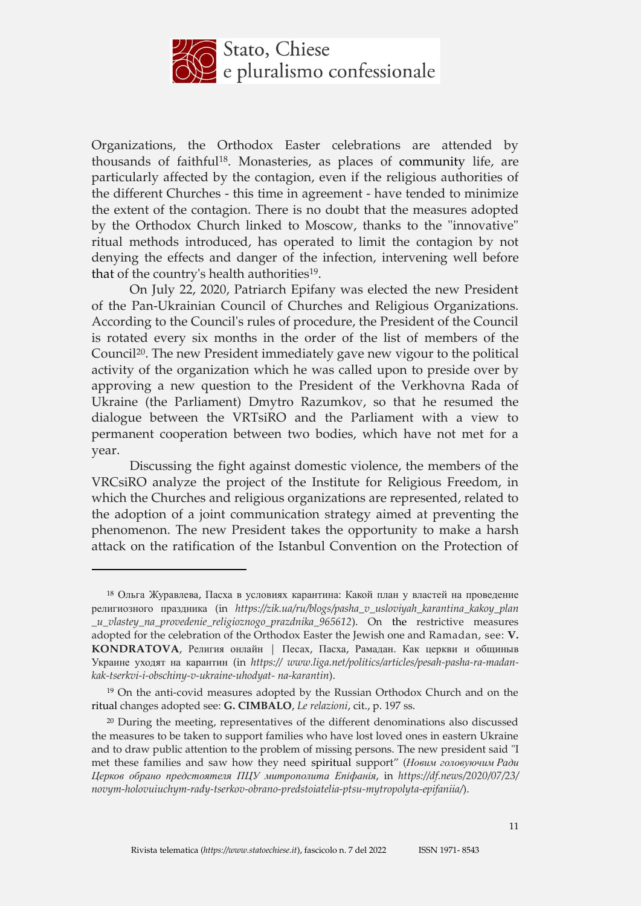Organizations, the Orthodox Easter celebrations are attended by thousands of faithful[18]. Monasteries, as places of community life, are particularly affected by the contagion, even if the religious authorities of the different Churches - this time in agreement - have tended to minimize the extent of the contagion. There is no doubt that the measures adopted by the Orthodox Church linked to Moscow, thanks to the "innovative" ritual methods introduced, has operated to limit the contagion by not denying the effects and danger of the infection, intervening well before that of the country's health authorities[19].

On July 22, 2020, Patriarch Epifany was elected the new President of the Pan-Ukrainian Council of Churches and Religious Organizations. According to the Council's rules of procedure, the President of the Council is rotated every six months in the order of the list of members of the Council[20]. The new President immediately gave new vigour to the political activity of the organization which he was called upon to preside over by approving a new question to the President of the Verkhovna Rada of Ukraine (the Parliament) Dmytro Razumkov, so that he resumed the dialogue between the VRTsiRO and the Parliament with a view to permanent cooperation between two bodies, which have not met for a year.

Discussing the fight against domestic violence, the members of the VRCsiRO analyze the project of the Institute for Religious Freedom, in which the Churches and religious organizations are represented, related to the adoption of a joint communication strategy aimed at preventing the phenomenon. The new President takes the opportunity to make a harsh attack on the ratification of the Istanbul Convention on the Protection of

---

[18] Ольга Журавлева, Пасха в условиях карантина: Какой план у властей на проведение религиозного праздника (in *https://zik.ua/ru/blogs/pasha_v_usloviyah_karantina_kakoy_plan_u_vlastey_na_provedenie_religioznogo_prazdnika_965612*). On the restrictive measures adopted for the celebration of the Orthodox Easter the Jewish one and Ramadan, see: **V. KONDRATOVA**, Религия онлайн | Песах, Пасха, Рамадан. Как церкви и общиныв Украине уходят на карантин (in *https:// www.liga.net/politics/articles/pesah-pasha-ra-madan-kak-tserkvi-i-obschiny-v-ukraine-uhodyat- na-karantin*).

[19] On the anti-covid measures adopted by the Russian Orthodox Church and on the ritual changes adopted see: **G. CIMBALO**, *Le relazioni*, cit., p. 197 ss.

[20] During the meeting, representatives of the different denominations also discussed the measures to be taken to support families who have lost loved ones in eastern Ukraine and to draw public attention to the problem of missing persons. The new president said "I met these families and saw how they need spiritual support" (*Новим головуючим Ради Церков обрано предстоятеля ПЦУ митрополита Епіфанія*, in *https://df.news/2020/07/23/novym-holovuiuchym-rady-tserkov-obrano-predstoiatelia-ptsu-mytropolyta-epifaniia/*).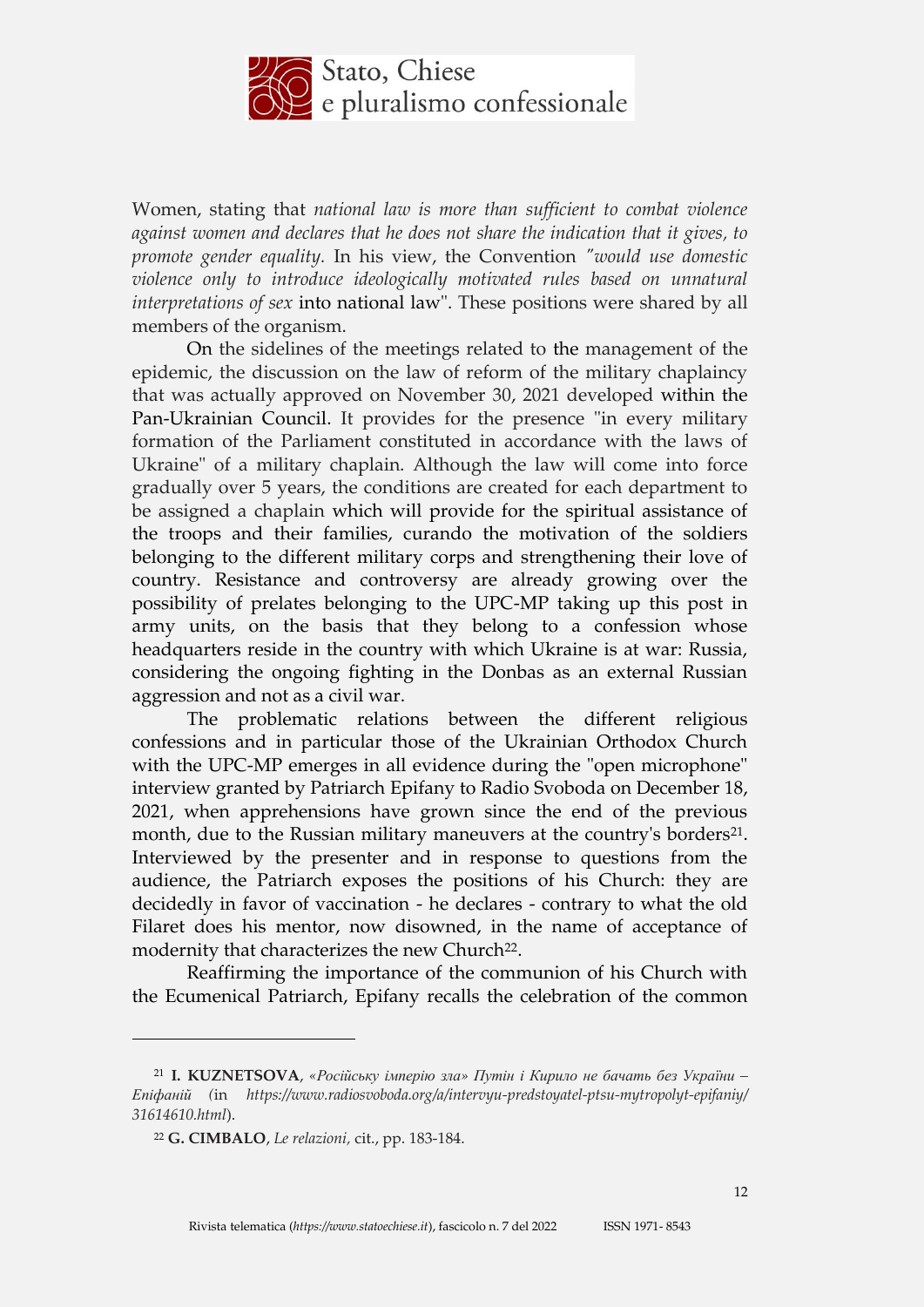Women, stating that *national law is more than sufficient to combat violence against women and declares that he does not share the indication that it gives, to promote gender equality.* In his view, the Convention *"would use domestic violence only to introduce ideologically motivated rules based on unnatural interpretations of sex* into national law". These positions were shared by all members of the organism.

On the sidelines of the meetings related to the management of the epidemic, the discussion on the law of reform of the military chaplaincy that was actually approved on November 30, 2021 developed within the Pan-Ukrainian Council. It provides for the presence "in every military formation of the Parliament constituted in accordance with the laws of Ukraine" of a military chaplain. Although the law will come into force gradually over 5 years, the conditions are created for each department to be assigned a chaplain which will provide for the spiritual assistance of the troops and their families, curando the motivation of the soldiers belonging to the different military corps and strengthening their love of country. Resistance and controversy are already growing over the possibility of prelates belonging to the UPC-MP taking up this post in army units, on the basis that they belong to a confession whose headquarters reside in the country with which Ukraine is at war: Russia, considering the ongoing fighting in the Donbas as an external Russian aggression and not as a civil war.

The problematic relations between the different religious confessions and in particular those of the Ukrainian Orthodox Church with the UPC-MP emerges in all evidence during the "open microphone" interview granted by Patriarch Epifany to Radio Svoboda on December 18, 2021, when apprehensions have grown since the end of the previous month, due to the Russian military maneuvers at the country's borders[21]. Interviewed by the presenter and in response to questions from the audience, the Patriarch exposes the positions of his Church: they are decidedly in favor of vaccination - he declares - contrary to what the old Filaret does his mentor, now disowned, in the name of acceptance of modernity that characterizes the new Church[22].

Reaffirming the importance of the communion of his Church with the Ecumenical Patriarch, Epifany recalls the celebration of the common

---

[21] **I. KUZNETSOVA**, *«Російську імперію зла» Путін і Кирило не бачать без України – Епіфаній* (in *https://www.radiosvoboda.org/a/intervyu-predstoyatel-ptsu-mytropolyt-epifaniy/31614610.html*).

[22] **G. CIMBALO**, *Le relazioni,* cit., pp. 183-184.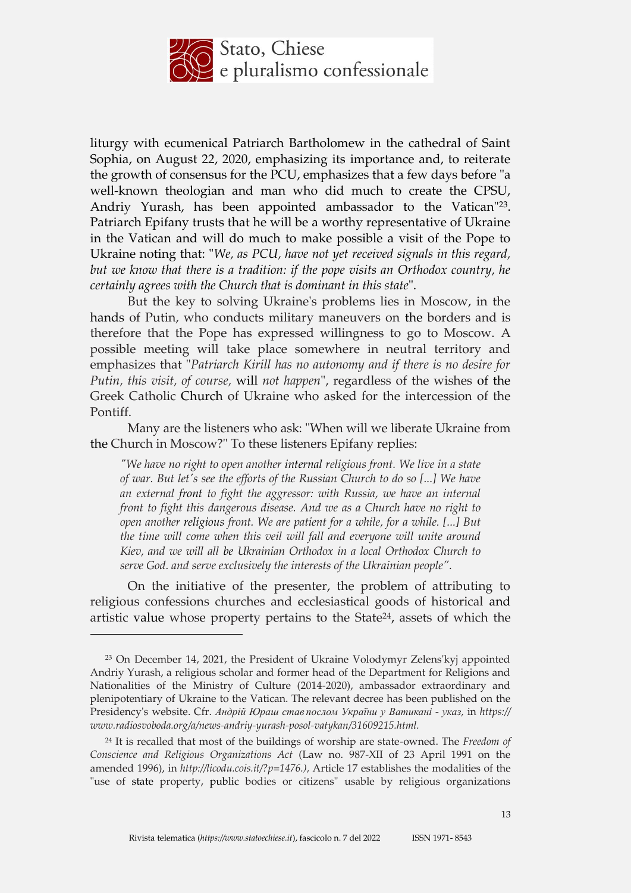liturgy with ecumenical Patriarch Bartholomew in the cathedral of Saint Sophia, on August 22, 2020, emphasizing its importance and, to reiterate the growth of consensus for the PCU, emphasizes that a few days before "a well-known theologian and man who did much to create the CPSU, Andriy Yurash, has been appointed ambassador to the Vatican"[23]. Patriarch Epifany trusts that he will be a worthy representative of Ukraine in the Vatican and will do much to make possible a visit of the Pope to Ukraine noting that: "*We, as PCU, have not yet received signals in this regard, but we know that there is a tradition: if the pope visits an Orthodox country, he certainly agrees with the Church that is dominant in this state*".

But the key to solving Ukraine's problems lies in Moscow, in the hands of Putin, who conducts military maneuvers on the borders and is therefore that the Pope has expressed willingness to go to Moscow. A possible meeting will take place somewhere in neutral territory and emphasizes that "*Patriarch Kirill has no autonomy and if there is no desire for Putin, this visit, of course,* will *not happen*", regardless of the wishes of the Greek Catholic Church of Ukraine who asked for the intercession of the Pontiff.

Many are the listeners who ask: "When will we liberate Ukraine from the Church in Moscow?" To these listeners Epifany replies:

> *"We have no right to open another internal religious front. We live in a state of war. But let's see the efforts of the Russian Church to do so [...] We have an external front to fight the aggressor: with Russia, we have an internal front to fight this dangerous disease. And we as a Church have no right to open another religious front. We are patient for a while, for a while. [...] But the time will come when this veil will fall and everyone will unite around Kiev, and we will all be Ukrainian Orthodox in a local Orthodox Church to serve God. and serve exclusively the interests of the Ukrainian people".*

On the initiative of the presenter, the problem of attributing to religious confessions churches and ecclesiastical goods of historical and artistic value whose property pertains to the State[24], assets of which the

---

[23] On December 14, 2021, the President of Ukraine Volodymyr Zelens'kyj appointed Andriy Yurash, a religious scholar and former head of the Department for Religions and Nationalities of the Ministry of Culture (2014-2020), ambassador extraordinary and plenipotentiary of Ukraine to the Vatican. The relevant decree has been published on the Presidency's website. Cfr. *Андрій Юраш став послом України у Ватикані - указ*, in *https://www.radiosvoboda.org/a/news-andriy-yurash-posol-vatykan/31609215.html.*

[24] It is recalled that most of the buildings of worship are state-owned. The *Freedom of Conscience and Religious Organizations Act* (Law no. 987-XII of 23 April 1991 on the amended 1996), in *http://licodu.cois.it/?p=1476.),* Article 17 establishes the modalities of the "use of state property, public bodies or citizens" usable by religious organizations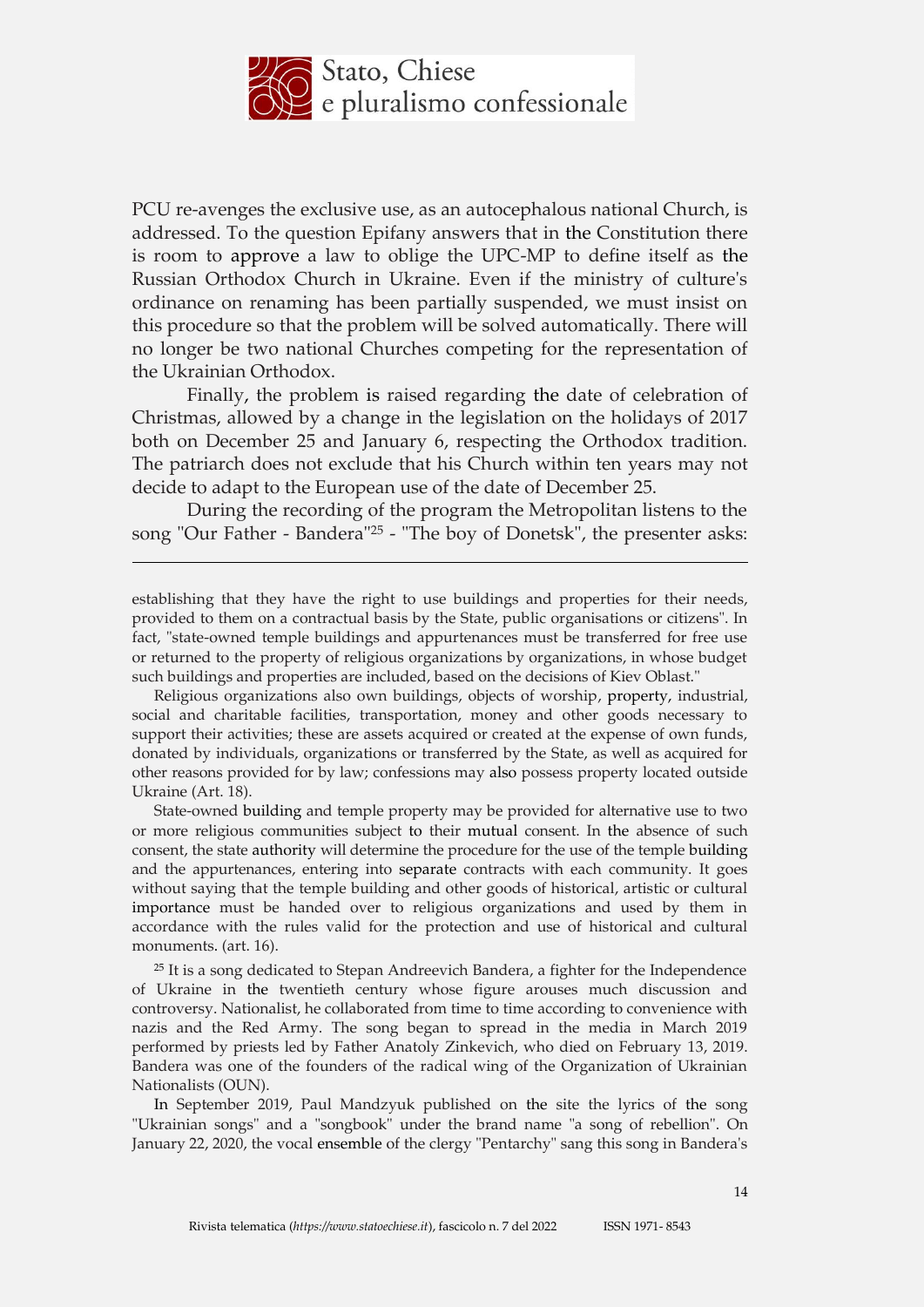PCU re-avenges the exclusive use, as an autocephalous national Church, is addressed. To the question Epifany answers that in the Constitution there is room to approve a law to oblige the UPC-MP to define itself as the Russian Orthodox Church in Ukraine. Even if the ministry of culture's ordinance on renaming has been partially suspended, we must insist on this procedure so that the problem will be solved automatically. There will no longer be two national Churches competing for the representation of the Ukrainian Orthodox.

Finally, the problem is raised regarding the date of celebration of Christmas, allowed by a change in the legislation on the holidays of 2017 both on December 25 and January 6, respecting the Orthodox tradition. The patriarch does not exclude that his Church within ten years may not decide to adapt to the European use of the date of December 25.

During the recording of the program the Metropolitan listens to the song "Our Father - Bandera"[25] - "The boy of Donetsk", the presenter asks:

---

establishing that they have the right to use buildings and properties for their needs, provided to them on a contractual basis by the State, public organisations or citizens". In fact, "state-owned temple buildings and appurtenances must be transferred for free use or returned to the property of religious organizations by organizations, in whose budget such buildings and properties are included, based on the decisions of Kiev Oblast."

Religious organizations also own buildings, objects of worship, property, industrial, social and charitable facilities, transportation, money and other goods necessary to support their activities; these are assets acquired or created at the expense of own funds, donated by individuals, organizations or transferred by the State, as well as acquired for other reasons provided for by law; confessions may also possess property located outside Ukraine (Art. 18).

State-owned building and temple property may be provided for alternative use to two or more religious communities subject to their mutual consent. In the absence of such consent, the state authority will determine the procedure for the use of the temple building and the appurtenances, entering into separate contracts with each community. It goes without saying that the temple building and other goods of historical, artistic or cultural importance must be handed over to religious organizations and used by them in accordance with the rules valid for the protection and use of historical and cultural monuments. (art. 16).

[25] It is a song dedicated to Stepan Andreevich Bandera, a fighter for the Independence of Ukraine in the twentieth century whose figure arouses much discussion and controversy. Nationalist, he collaborated from time to time according to convenience with nazis and the Red Army. The song began to spread in the media in March 2019 performed by priests led by Father Anatoly Zinkevich, who died on February 13, 2019. Bandera was one of the founders of the radical wing of the Organization of Ukrainian Nationalists (OUN).

In September 2019, Paul Mandzyuk published on the site the lyrics of the song "Ukrainian songs" and a "songbook" under the brand name "a song of rebellion". On January 22, 2020, the vocal ensemble of the clergy "Pentarchy" sang this song in Bandera's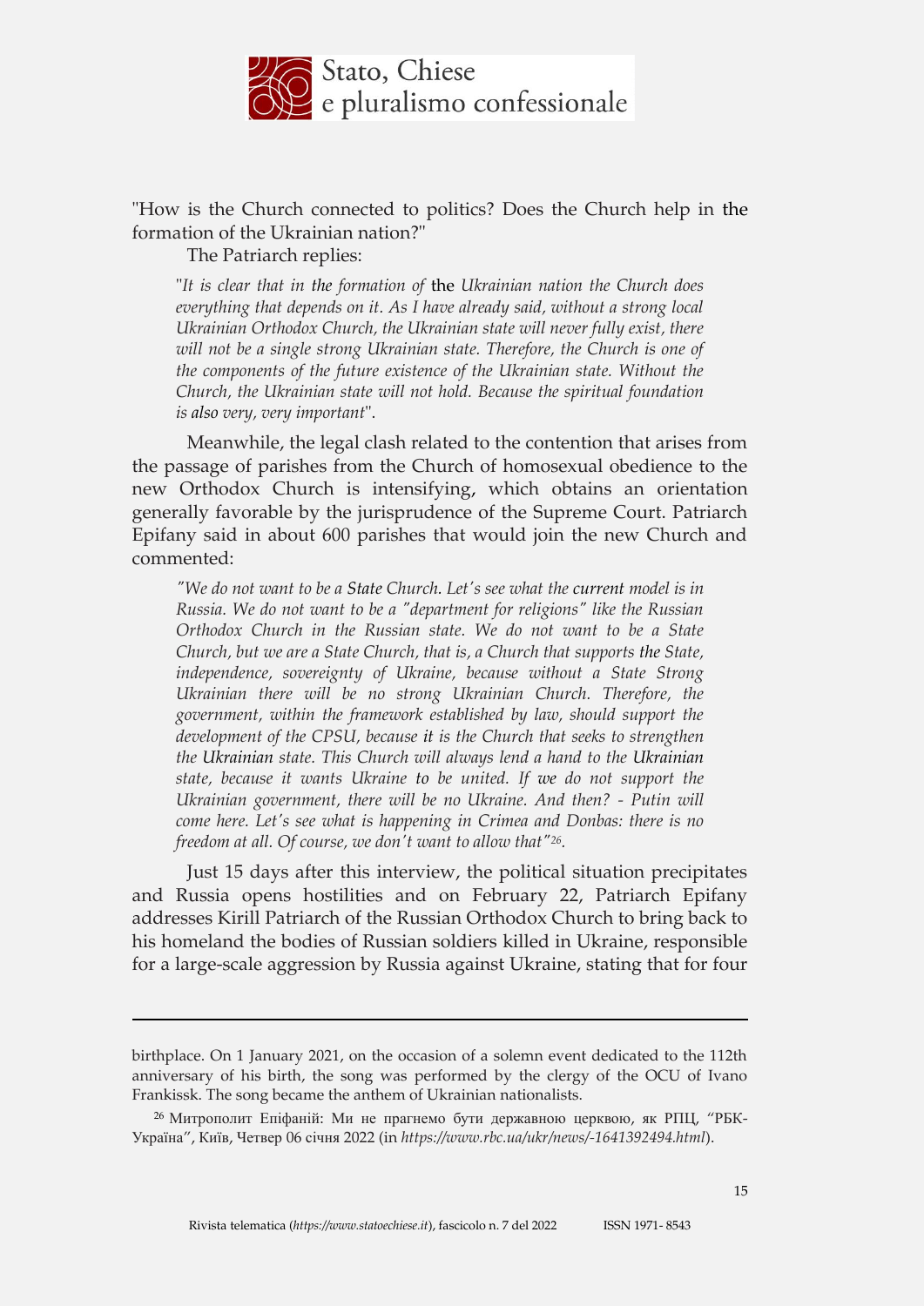"How is the Church connected to politics? Does the Church help in the formation of the Ukrainian nation?"

The Patriarch replies:

> "*It is clear that in the formation of* the *Ukrainian nation the Church does everything that depends on it. As I have already said, without a strong local Ukrainian Orthodox Church, the Ukrainian state will never fully exist, there will not be a single strong Ukrainian state. Therefore, the Church is one of the components of the future existence of the Ukrainian state. Without the Church, the Ukrainian state will not hold. Because the spiritual foundation is also very, very important*".

Meanwhile, the legal clash related to the contention that arises from the passage of parishes from the Church of homosexual obedience to the new Orthodox Church is intensifying, which obtains an orientation generally favorable by the jurisprudence of the Supreme Court. Patriarch Epifany said in about 600 parishes that would join the new Church and commented:

> *"We do not want to be a State Church. Let's see what the current model is in Russia. We do not want to be a "department for religions" like the Russian Orthodox Church in the Russian state. We do not want to be a State Church, but we are a State Church, that is, a Church that supports the State, independence, sovereignty of Ukraine, because without a State Strong Ukrainian there will be no strong Ukrainian Church. Therefore, the government, within the framework established by law, should support the development of the CPSU, because it is the Church that seeks to strengthen the Ukrainian state. This Church will always lend a hand to the Ukrainian state, because it wants Ukraine to be united. If we do not support the Ukrainian government, there will be no Ukraine. And then? - Putin will come here. Let's see what is happening in Crimea and Donbas: there is no freedom at all. Of course, we don't want to allow that"*[26].

Just 15 days after this interview, the political situation precipitates and Russia opens hostilities and on February 22, Patriarch Epifany addresses Kirill Patriarch of the Russian Orthodox Church to bring back to his homeland the bodies of Russian soldiers killed in Ukraine, responsible for a large-scale aggression by Russia against Ukraine, stating that for four

---

birthplace. On 1 January 2021, on the occasion of a solemn event dedicated to the 112th anniversary of his birth, the song was performed by the clergy of the OCU of Ivano Frankissk. The song became the anthem of Ukrainian nationalists.

[26] Митрополит Епіфаній: Ми не прагнемо бути державною церквою, як РПЦ, "РБК-Україна", Київ, Четвер 06 січня 2022 (in *https://www.rbc.ua/ukr/news/-1641392494.html*).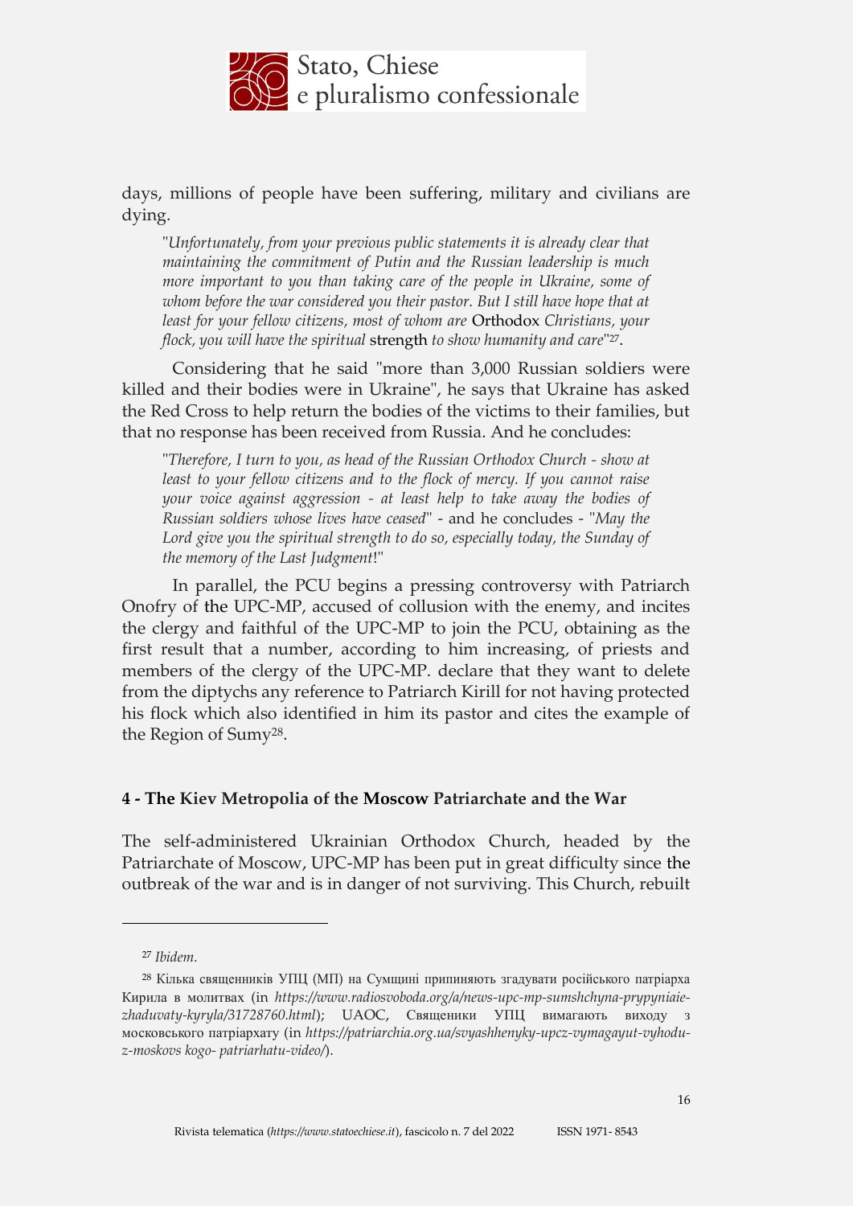days, millions of people have been suffering, military and civilians are dying.

> "*Unfortunately, from your previous public statements it is already clear that maintaining the commitment of Putin and the Russian leadership is much more important to you than taking care of the people in Ukraine, some of whom before the war considered you their pastor. But I still have hope that at least for your fellow citizens, most of whom are* Orthodox *Christians, your flock, you will have the spiritual* strength *to show humanity and care*"[27].

Considering that he said "more than 3,000 Russian soldiers were killed and their bodies were in Ukraine", he says that Ukraine has asked the Red Cross to help return the bodies of the victims to their families, but that no response has been received from Russia. And he concludes:

> "*Therefore, I turn to you, as head of the Russian Orthodox Church - show at least to your fellow citizens and to the flock of mercy. If you cannot raise your voice against aggression - at least help to take away the bodies of Russian soldiers whose lives have ceased*" - and he concludes - "*May the Lord give you the spiritual strength to do so, especially today, the Sunday of the memory of the Last Judgment*!"

In parallel, the PCU begins a pressing controversy with Patriarch Onofry of the UPC-MP, accused of collusion with the enemy, and incites the clergy and faithful of the UPC-MP to join the PCU, obtaining as the first result that a number, according to him increasing, of priests and members of the clergy of the UPC-MP. declare that they want to delete from the diptychs any reference to Patriarch Kirill for not having protected his flock which also identified in him its pastor and cites the example of the Region of Sumy[28].

## 4 - The Kiev Metropolia of the Moscow Patriarchate and the War

The self-administered Ukrainian Orthodox Church, headed by the Patriarchate of Moscow, UPC-MP has been put in great difficulty since the outbreak of the war and is in danger of not surviving. This Church, rebuilt

---

[27] *Ibidem.*

[28] Кілька священників УПЦ (МП) на Сумщині припиняють згадувати російського патріарха Кирила в молитвах (in *https://www.radiosvoboda.org/a/news-upc-mp-sumshchyna-prypyniaie-zhaduvaty-kyryla/31728760.html*); UAOC, Священики УПЦ вимагають виходу з московського патріархату (in *https://patriarchia.org.ua/svyashhenyky-upcz-vymagayut-vyhodu-z-moskovs kogo- patriarhatu-video/*).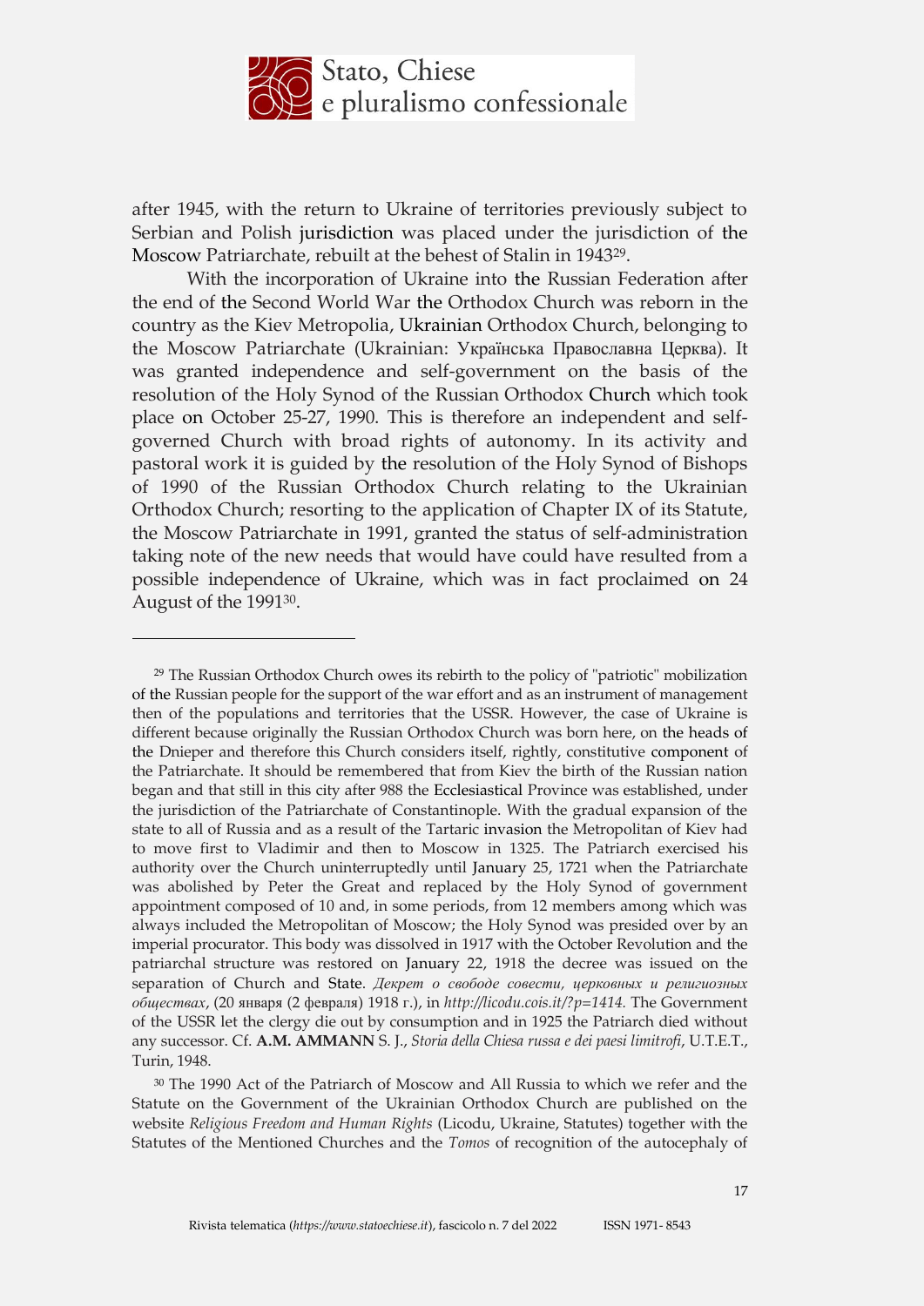after 1945, with the return to Ukraine of territories previously subject to Serbian and Polish jurisdiction was placed under the jurisdiction of the Moscow Patriarchate, rebuilt at the behest of Stalin in 1943[29].

With the incorporation of Ukraine into the Russian Federation after the end of the Second World War the Orthodox Church was reborn in the country as the Kiev Metropolia, Ukrainian Orthodox Church, belonging to the Moscow Patriarchate (Ukrainian: Українська Православна Церква). It was granted independence and self-government on the basis of the resolution of the Holy Synod of the Russian Orthodox Church which took place on October 25-27, 1990. This is therefore an independent and self-governed Church with broad rights of autonomy. In its activity and pastoral work it is guided by the resolution of the Holy Synod of Bishops of 1990 of the Russian Orthodox Church relating to the Ukrainian Orthodox Church; resorting to the application of Chapter IX of its Statute, the Moscow Patriarchate in 1991, granted the status of self-administration taking note of the new needs that would have could have resulted from a possible independence of Ukraine, which was in fact proclaimed on 24 August of the 1991[30].

---

[29] The Russian Orthodox Church owes its rebirth to the policy of "patriotic" mobilization of the Russian people for the support of the war effort and as an instrument of management then of the populations and territories that the USSR. However, the case of Ukraine is different because originally the Russian Orthodox Church was born here, on the heads of the Dnieper and therefore this Church considers itself, rightly, constitutive component of the Patriarchate. It should be remembered that from Kiev the birth of the Russian nation began and that still in this city after 988 the Ecclesiastical Province was established, under the jurisdiction of the Patriarchate of Constantinople. With the gradual expansion of the state to all of Russia and as a result of the Tartaric invasion the Metropolitan of Kiev had to move first to Vladimir and then to Moscow in 1325. The Patriarch exercised his authority over the Church uninterruptedly until January 25, 1721 when the Patriarchate was abolished by Peter the Great and replaced by the Holy Synod of government appointment composed of 10 and, in some periods, from 12 members among which was always included the Metropolitan of Moscow; the Holy Synod was presided over by an imperial procurator. This body was dissolved in 1917 with the October Revolution and the patriarchal structure was restored on January 22, 1918 the decree was issued on the separation of Church and State. *Декрет о свободе совести, церковных и религиозных обществах*, (20 января (2 февраля) 1918 г.), in *http://licodu.cois.it/?p=1414.* The Government of the USSR let the clergy die out by consumption and in 1925 the Patriarch died without any successor. Cf. **A.M. AMMANN** S. J., *Storia della Chiesa russa e dei paesi limitrofi*, U.T.E.T., Turin, 1948.

[30] The 1990 Act of the Patriarch of Moscow and All Russia to which we refer and the Statute on the Government of the Ukrainian Orthodox Church are published on the website *Religious Freedom and Human Rights* (Licodu, Ukraine, Statutes) together with the Statutes of the Mentioned Churches and the *Tomos* of recognition of the autocephaly of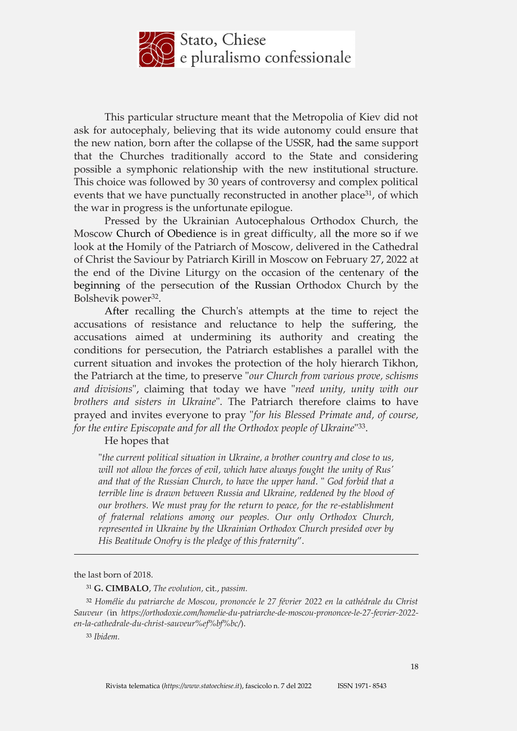This particular structure meant that the Metropolia of Kiev did not ask for autocephaly, believing that its wide autonomy could ensure that the new nation, born after the collapse of the USSR, had the same support that the Churches traditionally accord to the State and considering possible a symphonic relationship with the new institutional structure. This choice was followed by 30 years of controversy and complex political events that we have punctually reconstructed in another place[31], of which the war in progress is the unfortunate epilogue.

Pressed by the Ukrainian Autocephalous Orthodox Church, the Moscow Church of Obedience is in great difficulty, all the more so if we look at the Homily of the Patriarch of Moscow, delivered in the Cathedral of Christ the Saviour by Patriarch Kirill in Moscow on February 27, 2022 at the end of the Divine Liturgy on the occasion of the centenary of the beginning of the persecution of the Russian Orthodox Church by the Bolshevik power[32].

After recalling the Church's attempts at the time to reject the accusations of resistance and reluctance to help the suffering, the accusations aimed at undermining its authority and creating the conditions for persecution, the Patriarch establishes a parallel with the current situation and invokes the protection of the holy hierarch Tikhon, the Patriarch at the time, to preserve "*our Church from various prove, schisms and divisions*", claiming that today we have "*need unity, unity with our brothers and sisters in Ukraine*". The Patriarch therefore claims to have prayed and invites everyone to pray "*for his Blessed Primate and, of course, for the entire Episcopate and for all the Orthodox people of Ukraine*"[33].

He hopes that

> "*the current political situation in Ukraine, a brother country and close to us, will not allow the forces of evil, which have always fought the unity of Rus' and that of the Russian Church, to have the upper hand.* " *God forbid that a terrible line is drawn between Russia and Ukraine, reddened by the blood of our brothers. We must pray for the return to peace, for the re-establishment of fraternal relations among our peoples. Our only Orthodox Church, represented in Ukraine by the Ukrainian Orthodox Church presided over by His Beatitude Onofry is the pledge of this fraternity*".

---

the last born of 2018.

[31] **G. CIMBALO**, *The evolution,* cit., *passim.*

[32] *Homélie du patriarche de Moscou, prononcée le 27 février 2022 en la cathédrale du Christ Sauveur* (in *https://orthodoxie.com/homelie-du-patriarche-de-moscou-prononcee-le-27-fevrier-2022-en-la-cathedrale-du-christ-sauveur%ef%bf%bc/*).

[33] *Ibidem.*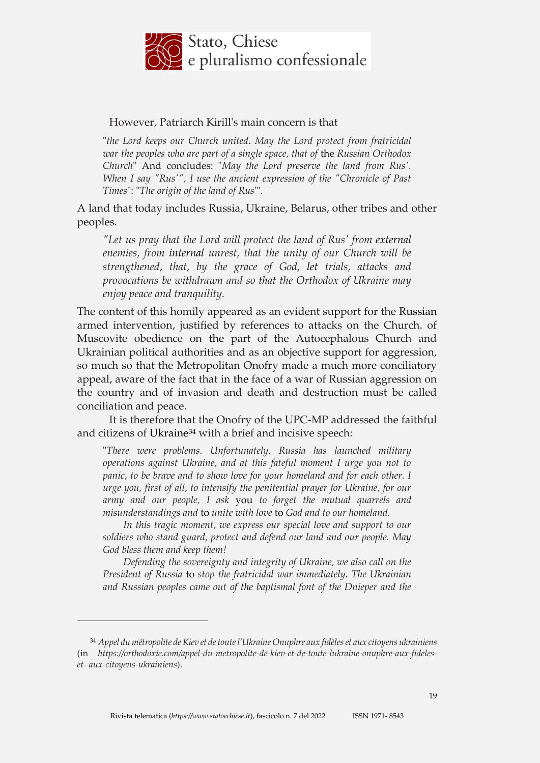However, Patriarch Kirill's main concern is that

> "*the Lord keeps our Church united*. *May the Lord protect from fratricidal war the peoples who are part of a single space, that of* the *Russian Orthodox Church*" And concludes: "*May the Lord preserve the land from Rus'. When I say "Rus'", I use the ancient expression of the "Chronicle of Past Times*": "*The origin of the land of Rus*'".

A land that today includes Russia, Ukraine, Belarus, other tribes and other peoples.

> *"Let us pray that the Lord will protect the land of Rus' from external enemies, from internal unrest, that the unity of our Church will be strengthened, that, by the grace of God, let trials, attacks and provocations be withdrawn and so that the Orthodox of Ukraine may enjoy peace and tranquility.*

The content of this homily appeared as an evident support for the Russian armed intervention, justified by references to attacks on the Church. of Muscovite obedience on the part of the Autocephalous Church and Ukrainian political authorities and as an objective support for aggression, so much so that the Metropolitan Onofry made a much more conciliatory appeal, aware of the fact that in the face of a war of Russian aggression on the country and of invasion and death and destruction must be called conciliation and peace.

It is therefore that the Onofry of the UPC-MP addressed the faithful and citizens of Ukraine[34] with a brief and incisive speech:

> "*There were problems. Unfortunately, Russia has launched military operations against Ukraine, and at this fateful moment I urge you not to panic, to be brave and to show love for your homeland and for each other. I urge you, first of all, to intensify the penitential prayer for Ukraine, for our army and our people, I ask* you *to forget the mutual quarrels and misunderstandings and* to *unite with love* to *God and to our homeland.*
>
> *In this tragic moment, we express our special love and support to our soldiers who stand guard, protect and defend our land and our people. May God bless them and keep them!*
>
> *Defending the sovereignty and integrity of Ukraine, we also call on the President of Russia* to *stop the fratricidal war immediately*. *The Ukrainian and Russian peoples came out of the baptismal font of the Dnieper and the*

---

[34] *Appel du métropolite de Kiev et de toute l'Ukraine Onuphre aux fidèles et aux citoyens ukrainiens* (in *https://orthodoxie.com/appel-du-metropolite-de-kiev-et-de-toute-lukraine-onuphre-aux-fideles-et- aux-citoyens-ukrainiens*).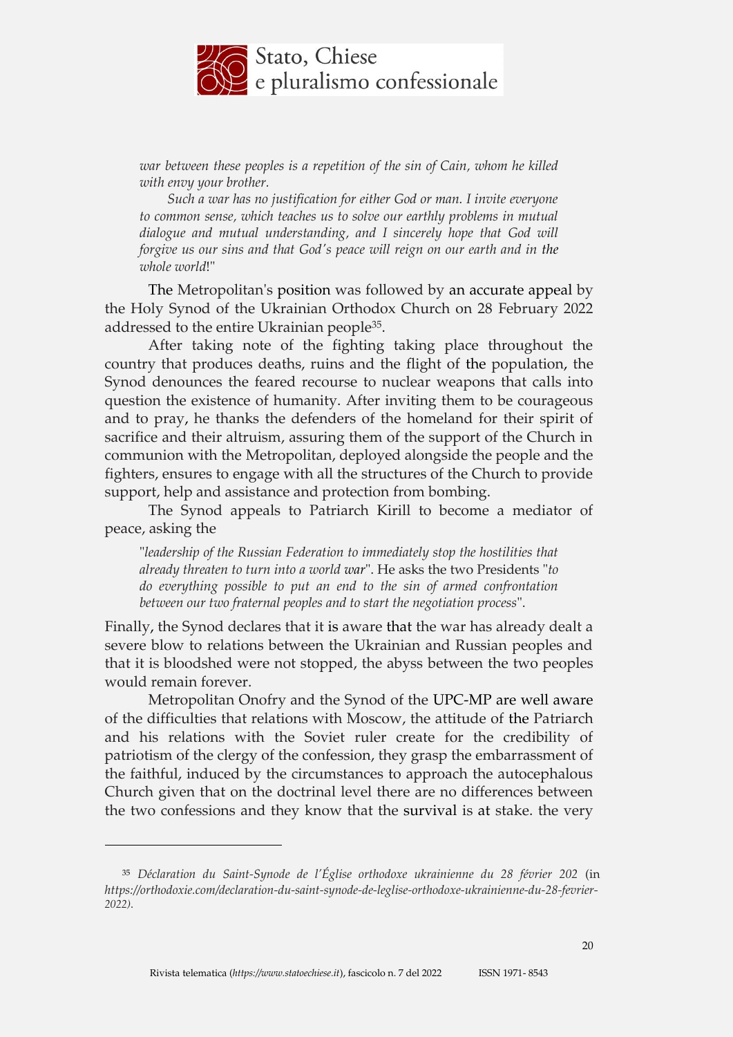*war between these peoples is a repetition of the sin of Cain, whom he killed with envy your brother.*

*Such a war has no justification for either God or man. I invite everyone to common sense, which teaches us to solve our earthly problems in mutual dialogue and mutual understanding, and I sincerely hope that God will forgive us our sins and that God's peace will reign on our earth and in the whole world*!"

The Metropolitan's position was followed by an accurate appeal by the Holy Synod of the Ukrainian Orthodox Church on 28 February 2022 addressed to the entire Ukrainian people[35].

After taking note of the fighting taking place throughout the country that produces deaths, ruins and the flight of the population, the Synod denounces the feared recourse to nuclear weapons that calls into question the existence of humanity. After inviting them to be courageous and to pray, he thanks the defenders of the homeland for their spirit of sacrifice and their altruism, assuring them of the support of the Church in communion with the Metropolitan, deployed alongside the people and the fighters, ensures to engage with all the structures of the Church to provide support, help and assistance and protection from bombing.

The Synod appeals to Patriarch Kirill to become a mediator of peace, asking the

"*leadership of the Russian Federation to immediately stop the hostilities that already threaten to turn into a world war*". He asks the two Presidents "*to do everything possible to put an end to the sin of armed confrontation between our two fraternal peoples and to start the negotiation process*".

Finally, the Synod declares that it is aware that the war has already dealt a severe blow to relations between the Ukrainian and Russian peoples and that it is bloodshed were not stopped, the abyss between the two peoples would remain forever.

Metropolitan Onofry and the Synod of the UPC-MP are well aware of the difficulties that relations with Moscow, the attitude of the Patriarch and his relations with the Soviet ruler create for the credibility of patriotism of the clergy of the confession, they grasp the embarrassment of the faithful, induced by the circumstances to approach the autocephalous Church given that on the doctrinal level there are no differences between the two confessions and they know that the survival is at stake. the very

---

[35] *Déclaration du Saint-Synode de l'Église orthodoxe ukrainienne du 28 février 202* (in *https://orthodoxie.com/declaration-du-saint-synode-de-leglise-orthodoxe-ukrainienne-du-28-fevrier-2022).*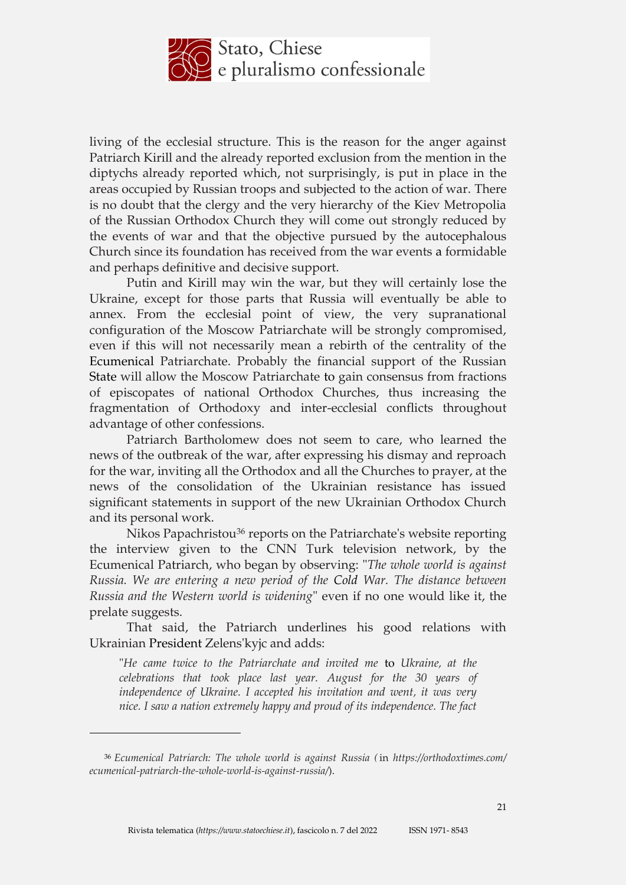living of the ecclesial structure. This is the reason for the anger against Patriarch Kirill and the already reported exclusion from the mention in the diptychs already reported which, not surprisingly, is put in place in the areas occupied by Russian troops and subjected to the action of war. There is no doubt that the clergy and the very hierarchy of the Kiev Metropolia of the Russian Orthodox Church they will come out strongly reduced by the events of war and that the objective pursued by the autocephalous Church since its foundation has received from the war events a formidable and perhaps definitive and decisive support.

Putin and Kirill may win the war, but they will certainly lose the Ukraine, except for those parts that Russia will eventually be able to annex. From the ecclesial point of view, the very supranational configuration of the Moscow Patriarchate will be strongly compromised, even if this will not necessarily mean a rebirth of the centrality of the Ecumenical Patriarchate. Probably the financial support of the Russian State will allow the Moscow Patriarchate to gain consensus from fractions of episcopates of national Orthodox Churches, thus increasing the fragmentation of Orthodoxy and inter-ecclesial conflicts throughout advantage of other confessions.

Patriarch Bartholomew does not seem to care, who learned the news of the outbreak of the war, after expressing his dismay and reproach for the war, inviting all the Orthodox and all the Churches to prayer, at the news of the consolidation of the Ukrainian resistance has issued significant statements in support of the new Ukrainian Orthodox Church and its personal work.

Nikos Papachristou[36] reports on the Patriarchate's website reporting the interview given to the CNN Turk television network, by the Ecumenical Patriarch, who began by observing: "*The whole world is against Russia. We are entering a new period of the Cold War. The distance between Russia and the Western world is widening*" even if no one would like it, the prelate suggests.

That said, the Patriarch underlines his good relations with Ukrainian President Zelens'kyjc and adds:

> "*He came twice to the Patriarchate and invited me to Ukraine, at the celebrations that took place last year. August for the 30 years of independence of Ukraine. I accepted his invitation and went, it was very nice. I saw a nation extremely happy and proud of its independence. The fact*

[36] *Ecumenical Patriarch: The whole world is against Russia (* in *https://orthodoxtimes.com/ecumenical-patriarch-the-whole-world-is-against-russia/*).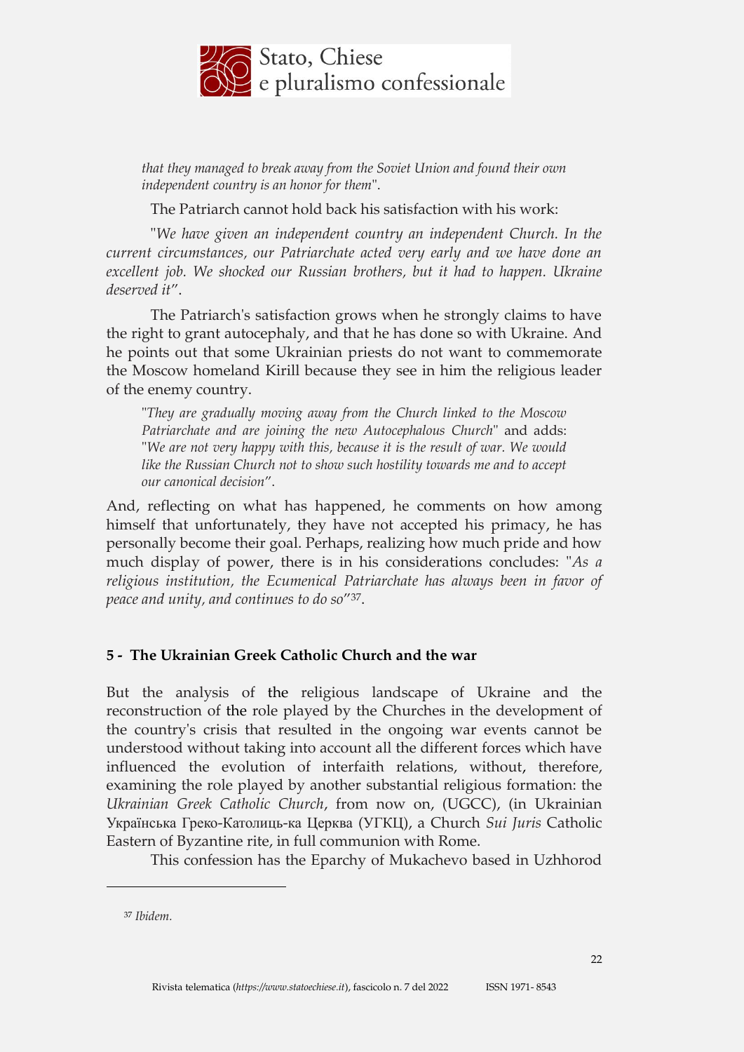*that they managed to break away from the Soviet Union and found their own independent country is an honor for them*".

The Patriarch cannot hold back his satisfaction with his work:

"*We have given an independent country an independent Church. In the current circumstances, our Patriarchate acted very early and we have done an excellent job. We shocked our Russian brothers, but it had to happen. Ukraine deserved it*".

The Patriarch's satisfaction grows when he strongly claims to have the right to grant autocephaly, and that he has done so with Ukraine. And he points out that some Ukrainian priests do not want to commemorate the Moscow homeland Kirill because they see in him the religious leader of the enemy country.

> "*They are gradually moving away from the Church linked to the Moscow Patriarchate and are joining the new Autocephalous Church*" and adds: "*We are not very happy with this, because it is the result of war. We would like the Russian Church not to show such hostility towards me and to accept our canonical decision*".

And, reflecting on what has happened, he comments on how among himself that unfortunately, they have not accepted his primacy, he has personally become their goal. Perhaps, realizing how much pride and how much display of power, there is in his considerations concludes: "*As a religious institution, the Ecumenical Patriarchate has always been in favor of peace and unity, and continues to do so*"[37].

## 5 - The Ukrainian Greek Catholic Church and the war

But the analysis of the religious landscape of Ukraine and the reconstruction of the role played by the Churches in the development of the country's crisis that resulted in the ongoing war events cannot be understood without taking into account all the different forces which have influenced the evolution of interfaith relations, without, therefore, examining the role played by another substantial religious formation: the *Ukrainian Greek Catholic Church*, from now on, (UGCC), (in Ukrainian Українська Греко-Католиць-ка Церква (УГКЦ), a Church *Sui Juris* Catholic Eastern of Byzantine rite, in full communion with Rome.

This confession has the Eparchy of Mukachevo based in Uzhhorod

---

[37] *Ibidem.*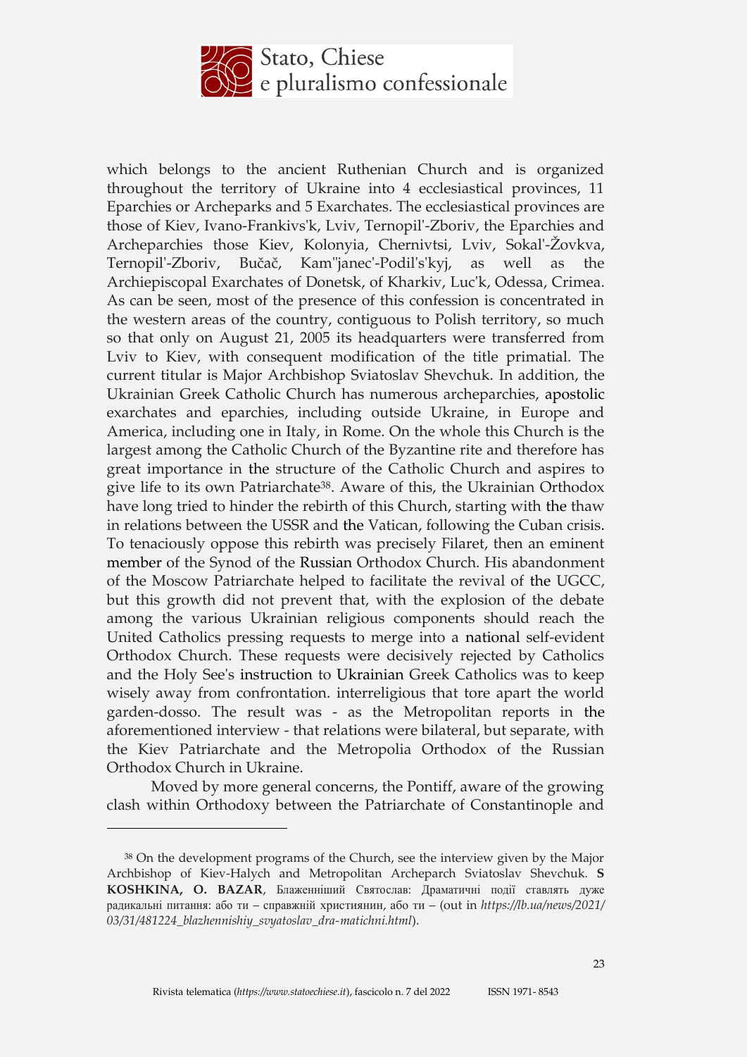which belongs to the ancient Ruthenian Church and is organized throughout the territory of Ukraine into 4 ecclesiastical provinces, 11 Eparchies or Archeparks and 5 Exarchates. The ecclesiastical provinces are those of Kiev, Ivano-Frankivs'k, Lviv, Ternopil'-Zboriv, the Eparchies and Archeparchies those Kiev, Kolonyia, Chernivtsi, Lviv, Sokal'-Žovkva, Ternopil'-Zboriv, Bučač, Kam"janec'-Podil's'kyj, as well as the Archiepiscopal Exarchates of Donetsk, of Kharkiv, Luc'k, Odessa, Crimea. As can be seen, most of the presence of this confession is concentrated in the western areas of the country, contiguous to Polish territory, so much so that only on August 21, 2005 its headquarters were transferred from Lviv to Kiev, with consequent modification of the title primatial. The current titular is Major Archbishop Sviatoslav Shevchuk. In addition, the Ukrainian Greek Catholic Church has numerous archeparchies, apostolic exarchates and eparchies, including outside Ukraine, in Europe and America, including one in Italy, in Rome. On the whole this Church is the largest among the Catholic Church of the Byzantine rite and therefore has great importance in the structure of the Catholic Church and aspires to give life to its own Patriarchate[38]. Aware of this, the Ukrainian Orthodox have long tried to hinder the rebirth of this Church, starting with the thaw in relations between the USSR and the Vatican, following the Cuban crisis. To tenaciously oppose this rebirth was precisely Filaret, then an eminent member of the Synod of the Russian Orthodox Church. His abandonment of the Moscow Patriarchate helped to facilitate the revival of the UGCC, but this growth did not prevent that, with the explosion of the debate among the various Ukrainian religious components should reach the United Catholics pressing requests to merge into a national self-evident Orthodox Church. These requests were decisively rejected by Catholics and the Holy See's instruction to Ukrainian Greek Catholics was to keep wisely away from confrontation. interreligious that tore apart the world garden-dosso. The result was - as the Metropolitan reports in the aforementioned interview - that relations were bilateral, but separate, with the Kiev Patriarchate and the Metropolia Orthodox of the Russian Orthodox Church in Ukraine.

Moved by more general concerns, the Pontiff, aware of the growing clash within Orthodoxy between the Patriarchate of Constantinople and

---

[38] On the development programs of the Church, see the interview given by the Major Archbishop of Kiev-Halych and Metropolitan Archeparch Sviatoslav Shevchuk. **S KOSHKINA, O. BAZAR**, Блаженніший Святослав: Драматичні події ставлять дуже радикальні питання: або ти – справжній християнин, або ти – (out in *https://lb.ua/news/2021/03/31/481224_blazhennishiy_svyatoslav_dra-matichni.html*).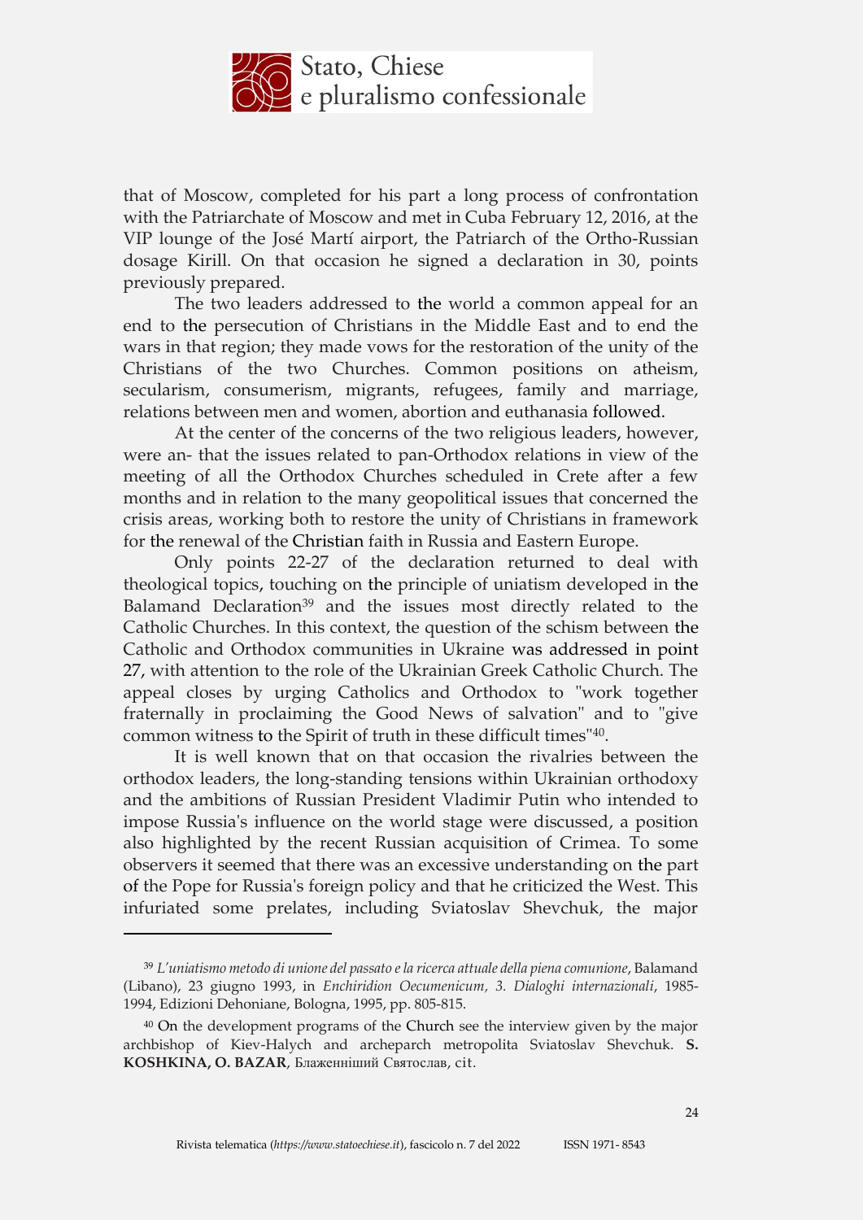that of Moscow, completed for his part a long process of confrontation with the Patriarchate of Moscow and met in Cuba February 12, 2016, at the VIP lounge of the José Martí airport, the Patriarch of the Ortho-Russian dosage Kirill. On that occasion he signed a declaration in 30, points previously prepared.

The two leaders addressed to the world a common appeal for an end to the persecution of Christians in the Middle East and to end the wars in that region; they made vows for the restoration of the unity of the Christians of the two Churches. Common positions on atheism, secularism, consumerism, migrants, refugees, family and marriage, relations between men and women, abortion and euthanasia followed.

At the center of the concerns of the two religious leaders, however, were an- that the issues related to pan-Orthodox relations in view of the meeting of all the Orthodox Churches scheduled in Crete after a few months and in relation to the many geopolitical issues that concerned the crisis areas, working both to restore the unity of Christians in framework for the renewal of the Christian faith in Russia and Eastern Europe.

Only points 22-27 of the declaration returned to deal with theological topics, touching on the principle of uniatism developed in the Balamand Declaration[39] and the issues most directly related to the Catholic Churches. In this context, the question of the schism between the Catholic and Orthodox communities in Ukraine was addressed in point 27, with attention to the role of the Ukrainian Greek Catholic Church. The appeal closes by urging Catholics and Orthodox to "work together fraternally in proclaiming the Good News of salvation" and to "give common witness to the Spirit of truth in these difficult times"[40].

It is well known that on that occasion the rivalries between the orthodox leaders, the long-standing tensions within Ukrainian orthodoxy and the ambitions of Russian President Vladimir Putin who intended to impose Russia's influence on the world stage were discussed, a position also highlighted by the recent Russian acquisition of Crimea. To some observers it seemed that there was an excessive understanding on the part of the Pope for Russia's foreign policy and that he criticized the West. This infuriated some prelates, including Sviatoslav Shevchuk, the major

---

[39] *L'uniatismo metodo di unione del passato e la ricerca attuale della piena comunione*, Balamand (Libano), 23 giugno 1993, in *Enchiridion Oecumenicum, 3. Dialoghi internazionali*, 1985-1994, Edizioni Dehoniane, Bologna, 1995, pp. 805-815.

[40] On the development programs of the Church see the interview given by the major archbishop of Kiev-Halych and archeparch metropolita Sviatoslav Shevchuk. **S. KOSHKINA, O. BAZAR**, Блаженніший Святослав, cit.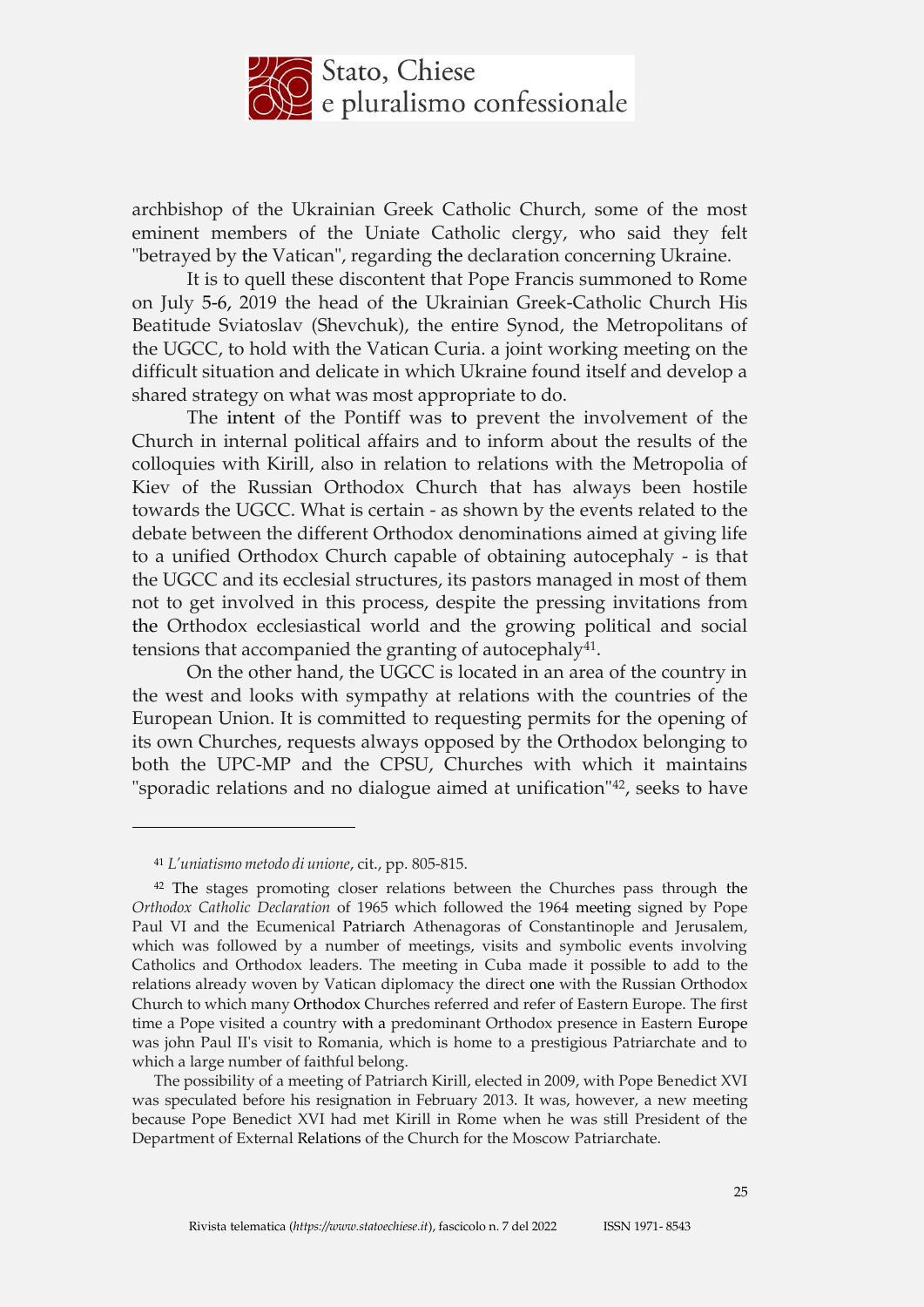archbishop of the Ukrainian Greek Catholic Church, some of the most eminent members of the Uniate Catholic clergy, who said they felt "betrayed by the Vatican", regarding the declaration concerning Ukraine.

It is to quell these discontent that Pope Francis summoned to Rome on July 5-6, 2019 the head of the Ukrainian Greek-Catholic Church His Beatitude Sviatoslav (Shevchuk), the entire Synod, the Metropolitans of the UGCC, to hold with the Vatican Curia. a joint working meeting on the difficult situation and delicate in which Ukraine found itself and develop a shared strategy on what was most appropriate to do.

The intent of the Pontiff was to prevent the involvement of the Church in internal political affairs and to inform about the results of the colloquies with Kirill, also in relation to relations with the Metropolia of Kiev of the Russian Orthodox Church that has always been hostile towards the UGCC. What is certain - as shown by the events related to the debate between the different Orthodox denominations aimed at giving life to a unified Orthodox Church capable of obtaining autocephaly - is that the UGCC and its ecclesial structures, its pastors managed in most of them not to get involved in this process, despite the pressing invitations from the Orthodox ecclesiastical world and the growing political and social tensions that accompanied the granting of autocephaly[41].

On the other hand, the UGCC is located in an area of the country in the west and looks with sympathy at relations with the countries of the European Union. It is committed to requesting permits for the opening of its own Churches, requests always opposed by the Orthodox belonging to both the UPC-MP and the CPSU, Churches with which it maintains "sporadic relations and no dialogue aimed at unification"[42], seeks to have

---

[41] *L'uniatismo metodo di unione*, cit., pp. 805-815.

[42] The stages promoting closer relations between the Churches pass through the *Orthodox Catholic Declaration* of 1965 which followed the 1964 meeting signed by Pope Paul VI and the Ecumenical Patriarch Athenagoras of Constantinople and Jerusalem, which was followed by a number of meetings, visits and symbolic events involving Catholics and Orthodox leaders. The meeting in Cuba made it possible to add to the relations already woven by Vatican diplomacy the direct one with the Russian Orthodox Church to which many Orthodox Churches referred and refer of Eastern Europe. The first time a Pope visited a country with a predominant Orthodox presence in Eastern Europe was john Paul II's visit to Romania, which is home to a prestigious Patriarchate and to which a large number of faithful belong.

The possibility of a meeting of Patriarch Kirill, elected in 2009, with Pope Benedict XVI was speculated before his resignation in February 2013. It was, however, a new meeting because Pope Benedict XVI had met Kirill in Rome when he was still President of the Department of External Relations of the Church for the Moscow Patriarchate.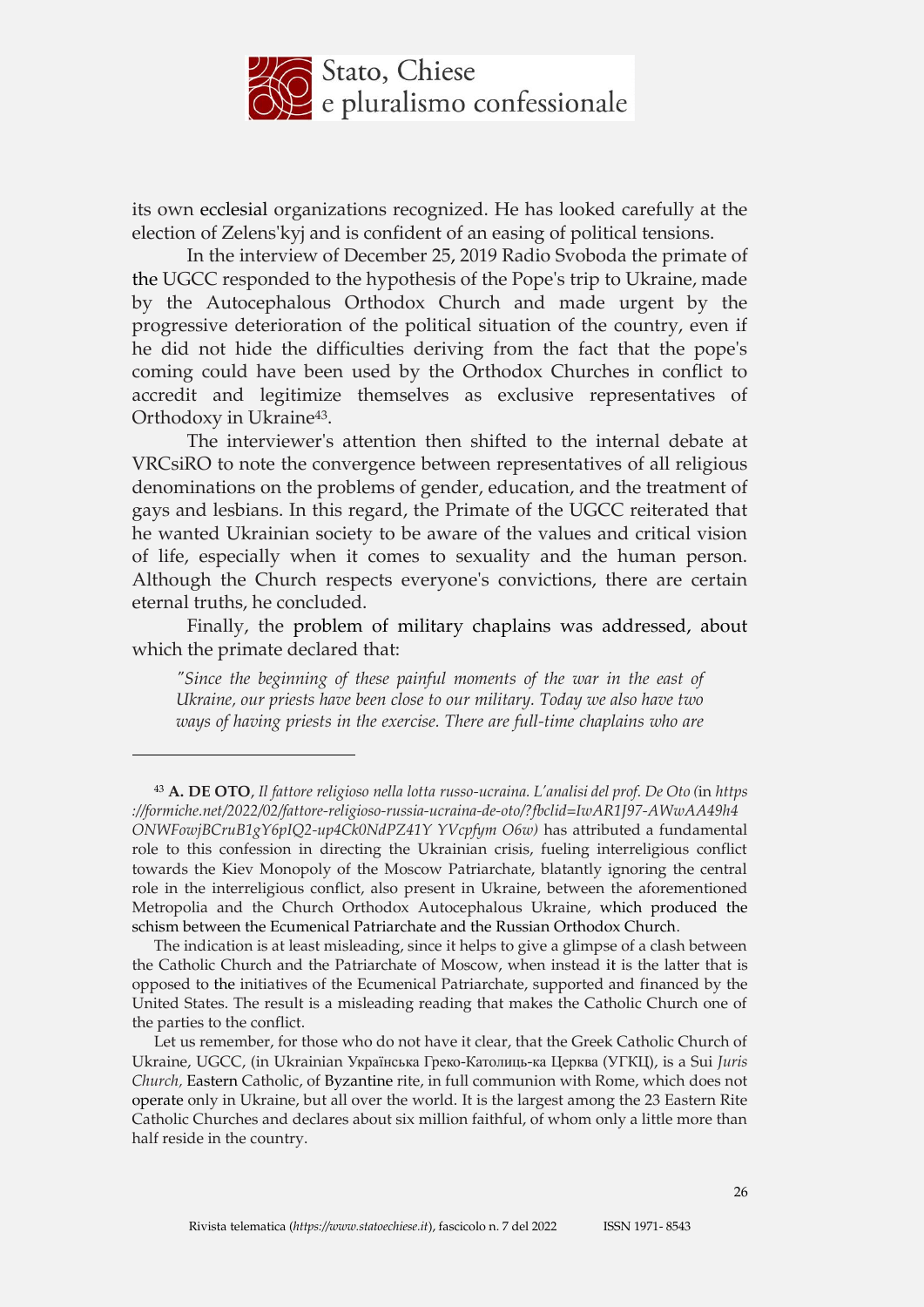its own ecclesial organizations recognized. He has looked carefully at the election of Zelens'kyj and is confident of an easing of political tensions.

In the interview of December 25, 2019 Radio Svoboda the primate of the UGCC responded to the hypothesis of the Pope's trip to Ukraine, made by the Autocephalous Orthodox Church and made urgent by the progressive deterioration of the political situation of the country, even if he did not hide the difficulties deriving from the fact that the pope's coming could have been used by the Orthodox Churches in conflict to accredit and legitimize themselves as exclusive representatives of Orthodoxy in Ukraine[43].

The interviewer's attention then shifted to the internal debate at VRCsiRO to note the convergence between representatives of all religious denominations on the problems of gender, education, and the treatment of gays and lesbians. In this regard, the Primate of the UGCC reiterated that he wanted Ukrainian society to be aware of the values and critical vision of life, especially when it comes to sexuality and the human person. Although the Church respects everyone's convictions, there are certain eternal truths, he concluded.

Finally, the problem of military chaplains was addressed, about which the primate declared that:

> *"Since the beginning of these painful moments of the war in the east of Ukraine, our priests have been close to our military. Today we also have two ways of having priests in the exercise. There are full-time chaplains who are*

---

[43] **A. DE OTO**, *Il fattore religioso nella lotta russo-ucraina. L'analisi del prof. De Oto (*in *https ://formiche.net/2022/02/fattore-religioso-russia-ucraina-de-oto/?fbclid=IwAR1J97-AWwAA49h4 ONWFowjBCruB1gY6pIQ2-up4Ck0NdPZ41Y YVcpfym O6w)* has attributed a fundamental role to this confession in directing the Ukrainian crisis, fueling interreligious conflict towards the Kiev Monopoly of the Moscow Patriarchate, blatantly ignoring the central role in the interreligious conflict, also present in Ukraine, between the aforementioned Metropolia and the Church Orthodox Autocephalous Ukraine, which produced the schism between the Ecumenical Patriarchate and the Russian Orthodox Church.

The indication is at least misleading, since it helps to give a glimpse of a clash between the Catholic Church and the Patriarchate of Moscow, when instead it is the latter that is opposed to the initiatives of the Ecumenical Patriarchate, supported and financed by the United States. The result is a misleading reading that makes the Catholic Church one of the parties to the conflict.

Let us remember, for those who do not have it clear, that the Greek Catholic Church of Ukraine, UGCC, (in Ukrainian Українська Греко-Католиць-ка Церква (УГКЦ), is a Sui *Juris Church,* Eastern Catholic, of Byzantine rite, in full communion with Rome, which does not operate only in Ukraine, but all over the world. It is the largest among the 23 Eastern Rite Catholic Churches and declares about six million faithful, of whom only a little more than half reside in the country.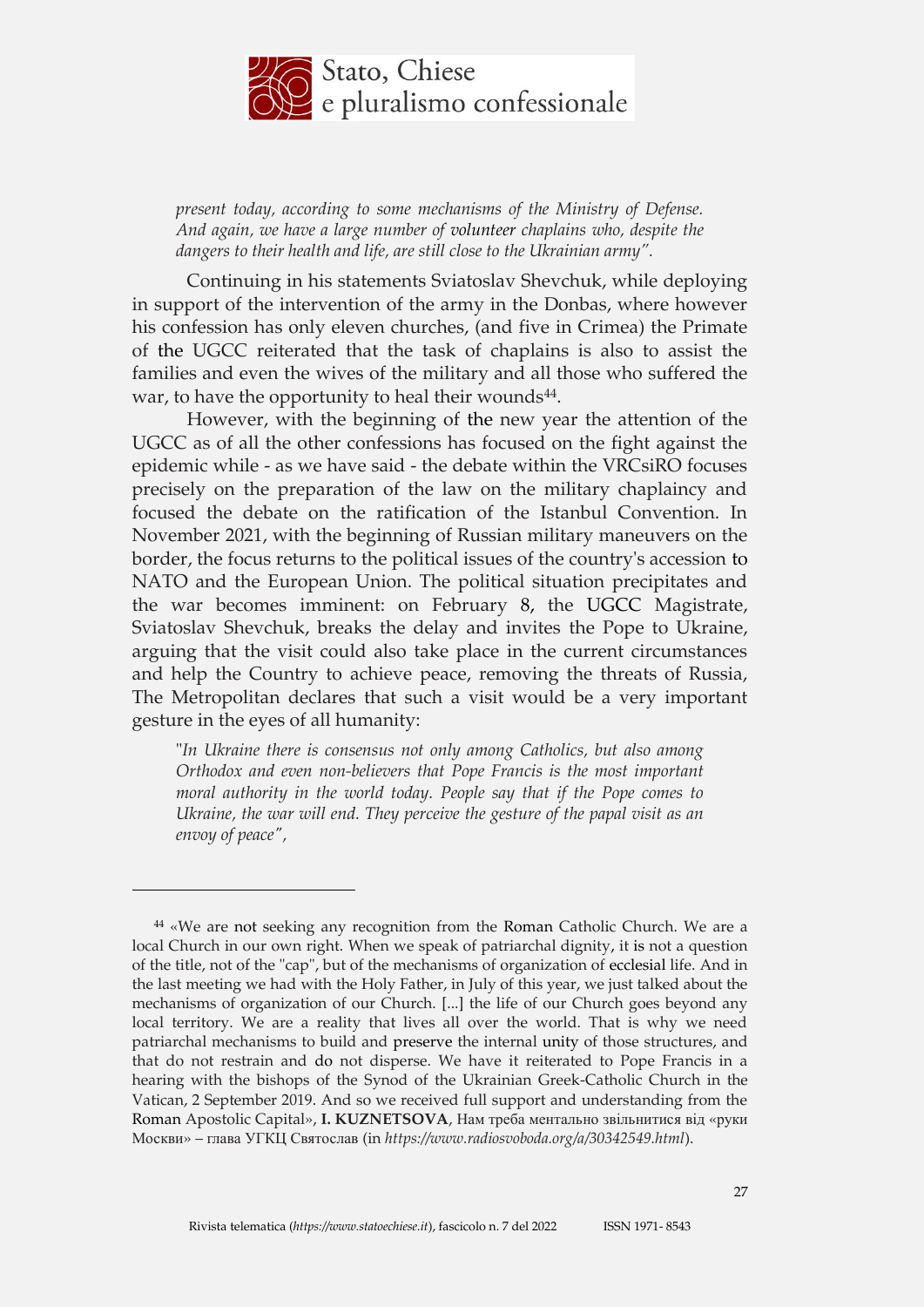*present today, according to some mechanisms of the Ministry of Defense. And again, we have a large number of volunteer chaplains who, despite the dangers to their health and life, are still close to the Ukrainian army".*

Continuing in his statements Sviatoslav Shevchuk, while deploying in support of the intervention of the army in the Donbas, where however his confession has only eleven churches, (and five in Crimea) the Primate of the UGCC reiterated that the task of chaplains is also to assist the families and even the wives of the military and all those who suffered the war, to have the opportunity to heal their wounds[44].

However, with the beginning of the new year the attention of the UGCC as of all the other confessions has focused on the fight against the epidemic while - as we have said - the debate within the VRCsiRO focuses precisely on the preparation of the law on the military chaplaincy and focused the debate on the ratification of the Istanbul Convention. In November 2021, with the beginning of Russian military maneuvers on the border, the focus returns to the political issues of the country's accession to NATO and the European Union. The political situation precipitates and the war becomes imminent: on February 8, the UGCC Magistrate, Sviatoslav Shevchuk, breaks the delay and invites the Pope to Ukraine, arguing that the visit could also take place in the current circumstances and help the Country to achieve peace, removing the threats of Russia, The Metropolitan declares that such a visit would be a very important gesture in the eyes of all humanity:

*"In Ukraine there is consensus not only among Catholics, but also among Orthodox and even non-believers that Pope Francis is the most important moral authority in the world today. People say that if the Pope comes to Ukraine, the war will end. They perceive the gesture of the papal visit as an envoy of peace",*

---

[44] «We are not seeking any recognition from the Roman Catholic Church. We are a local Church in our own right. When we speak of patriarchal dignity, it is not a question of the title, not of the "cap", but of the mechanisms of organization of ecclesial life. And in the last meeting we had with the Holy Father, in July of this year, we just talked about the mechanisms of organization of our Church. [...] the life of our Church goes beyond any local territory. We are a reality that lives all over the world. That is why we need patriarchal mechanisms to build and preserve the internal unity of those structures, and that do not restrain and do not disperse. We have it reiterated to Pope Francis in a hearing with the bishops of the Synod of the Ukrainian Greek-Catholic Church in the Vatican, 2 September 2019. And so we received full support and understanding from the Roman Apostolic Capital», **I. KUZNETSOVA**, Нам треба ментально звільнитися від «руки Москви» – глава УГКЦ Святослав (in *https://www.radiosvoboda.org/a/30342549.html*).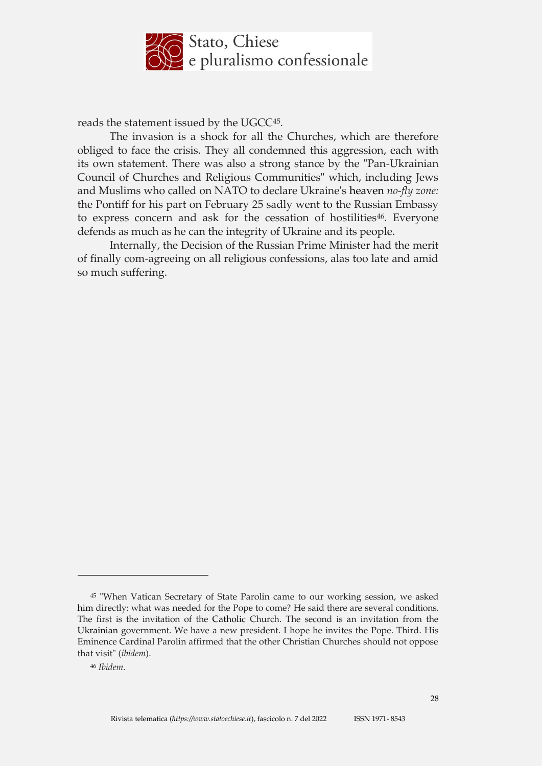reads the statement issued by the UGCC[45].

The invasion is a shock for all the Churches, which are therefore obliged to face the crisis. They all condemned this aggression, each with its own statement. There was also a strong stance by the "Pan-Ukrainian Council of Churches and Religious Communities" which, including Jews and Muslims who called on NATO to declare Ukraine's heaven *no-fly zone:* the Pontiff for his part on February 25 sadly went to the Russian Embassy to express concern and ask for the cessation of hostilities[46]. Everyone defends as much as he can the integrity of Ukraine and its people.

Internally, the Decision of the Russian Prime Minister had the merit of finally com-agreeing on all religious confessions, alas too late and amid so much suffering.

---

[45] "When Vatican Secretary of State Parolin came to our working session, we asked him directly: what was needed for the Pope to come? He said there are several conditions. The first is the invitation of the Catholic Church. The second is an invitation from the Ukrainian government. We have a new president. I hope he invites the Pope. Third. His Eminence Cardinal Parolin affirmed that the other Christian Churches should not oppose that visit" (*ibidem*).

[46] *Ibidem.*